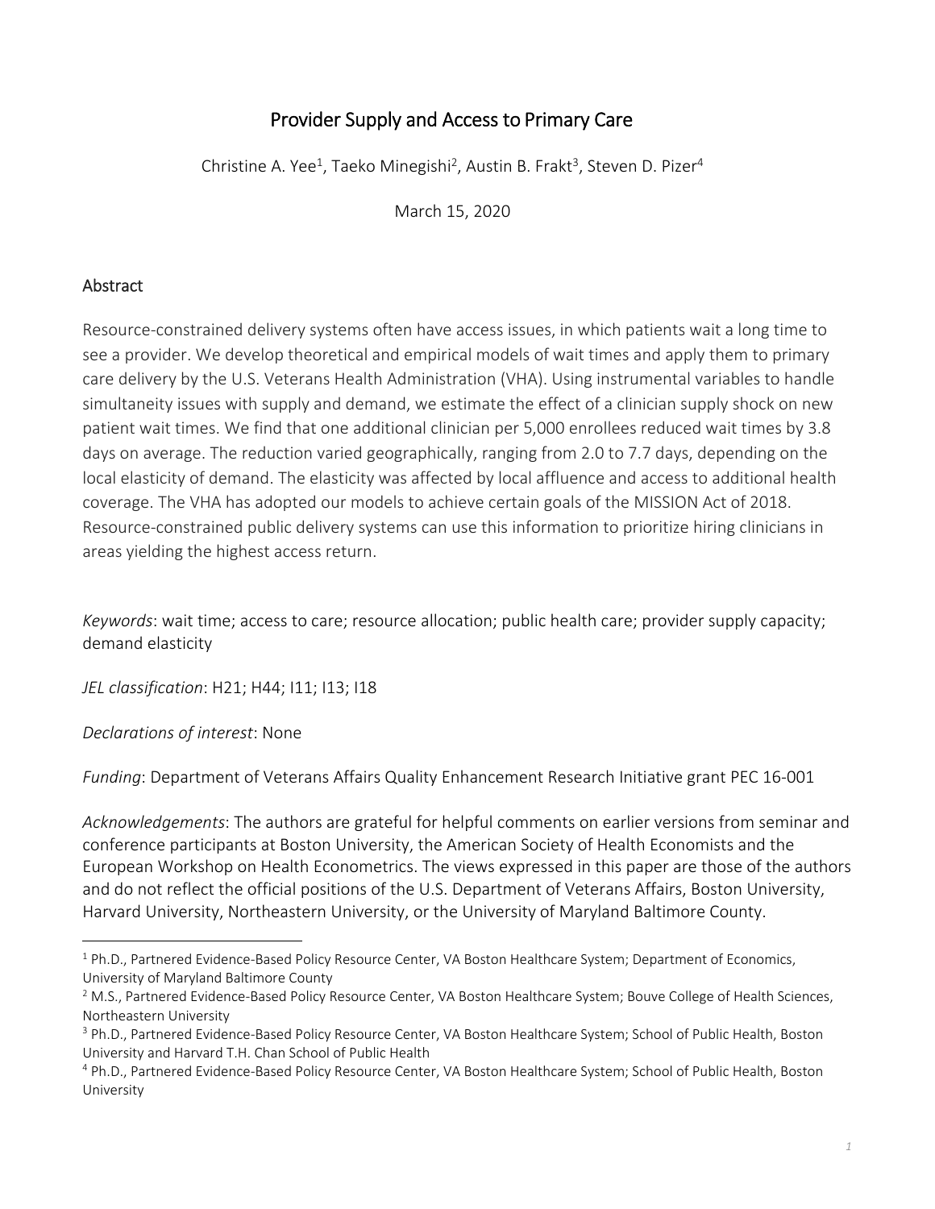# Provider Supply and Access to Primary Care

Christine A. Yee[1], Taeko Minegishi[2], Austin B. Frakt[3], Steven D. Pizer[4]

March 15, 2020

## Abstract

Resource-constrained delivery systems often have access issues, in which patients wait a long time to see a provider. We develop theoretical and empirical models of wait times and apply them to primary care delivery by the U.S. Veterans Health Administration (VHA). Using instrumental variables to handle simultaneity issues with supply and demand, we estimate the effect of a clinician supply shock on new patient wait times. We find that one additional clinician per 5,000 enrollees reduced wait times by 3.8 days on average. The reduction varied geographically, ranging from 2.0 to 7.7 days, depending on the local elasticity of demand. The elasticity was affected by local affluence and access to additional health coverage. The VHA has adopted our models to achieve certain goals of the MISSION Act of 2018. Resource-constrained public delivery systems can use this information to prioritize hiring clinicians in areas yielding the highest access return.

*Keywords*: wait time; access to care; resource allocation; public health care; provider supply capacity; demand elasticity

*JEL classification*: H21; H44; I11; I13; I18

*Declarations of interest*: None

*Funding*: Department of Veterans Affairs Quality Enhancement Research Initiative grant PEC 16-001

*Acknowledgements*: The authors are grateful for helpful comments on earlier versions from seminar and conference participants at Boston University, the American Society of Health Economists and the European Workshop on Health Econometrics. The views expressed in this paper are those of the authors and do not reflect the official positions of the U.S. Department of Veterans Affairs, Boston University, Harvard University, Northeastern University, or the University of Maryland Baltimore County.

---

[1] Ph.D., Partnered Evidence-Based Policy Resource Center, VA Boston Healthcare System; Department of Economics, University of Maryland Baltimore County

[2] M.S., Partnered Evidence-Based Policy Resource Center, VA Boston Healthcare System; Bouve College of Health Sciences, Northeastern University

[3] Ph.D., Partnered Evidence-Based Policy Resource Center, VA Boston Healthcare System; School of Public Health, Boston University and Harvard T.H. Chan School of Public Health

[4] Ph.D., Partnered Evidence-Based Policy Resource Center, VA Boston Healthcare System; School of Public Health, Boston University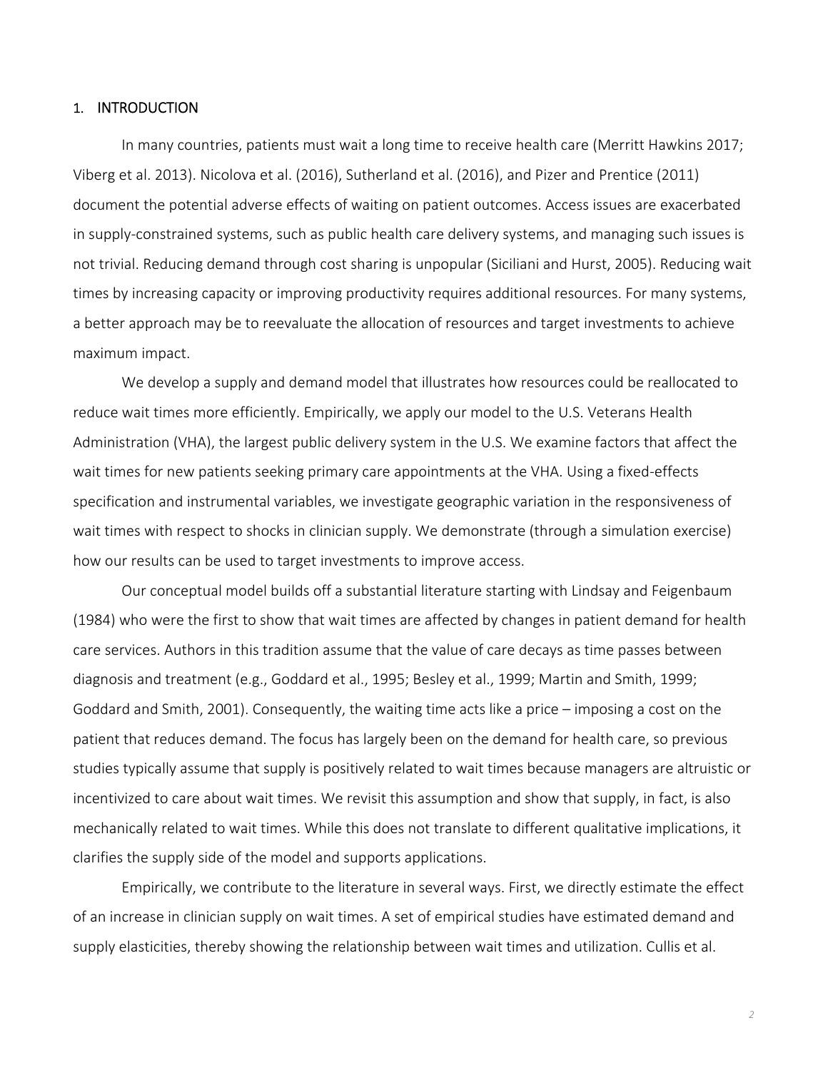## 1. INTRODUCTION

In many countries, patients must wait a long time to receive health care (Merritt Hawkins 2017; Viberg et al. 2013). Nicolova et al. (2016), Sutherland et al. (2016), and Pizer and Prentice (2011) document the potential adverse effects of waiting on patient outcomes. Access issues are exacerbated in supply-constrained systems, such as public health care delivery systems, and managing such issues is not trivial. Reducing demand through cost sharing is unpopular (Siciliani and Hurst, 2005). Reducing wait times by increasing capacity or improving productivity requires additional resources. For many systems, a better approach may be to reevaluate the allocation of resources and target investments to achieve maximum impact.

We develop a supply and demand model that illustrates how resources could be reallocated to reduce wait times more efficiently. Empirically, we apply our model to the U.S. Veterans Health Administration (VHA), the largest public delivery system in the U.S. We examine factors that affect the wait times for new patients seeking primary care appointments at the VHA. Using a fixed-effects specification and instrumental variables, we investigate geographic variation in the responsiveness of wait times with respect to shocks in clinician supply. We demonstrate (through a simulation exercise) how our results can be used to target investments to improve access.

Our conceptual model builds off a substantial literature starting with Lindsay and Feigenbaum (1984) who were the first to show that wait times are affected by changes in patient demand for health care services. Authors in this tradition assume that the value of care decays as time passes between diagnosis and treatment (e.g., Goddard et al., 1995; Besley et al., 1999; Martin and Smith, 1999; Goddard and Smith, 2001). Consequently, the waiting time acts like a price – imposing a cost on the patient that reduces demand. The focus has largely been on the demand for health care, so previous studies typically assume that supply is positively related to wait times because managers are altruistic or incentivized to care about wait times. We revisit this assumption and show that supply, in fact, is also mechanically related to wait times. While this does not translate to different qualitative implications, it clarifies the supply side of the model and supports applications.

Empirically, we contribute to the literature in several ways. First, we directly estimate the effect of an increase in clinician supply on wait times. A set of empirical studies have estimated demand and supply elasticities, thereby showing the relationship between wait times and utilization. Cullis et al.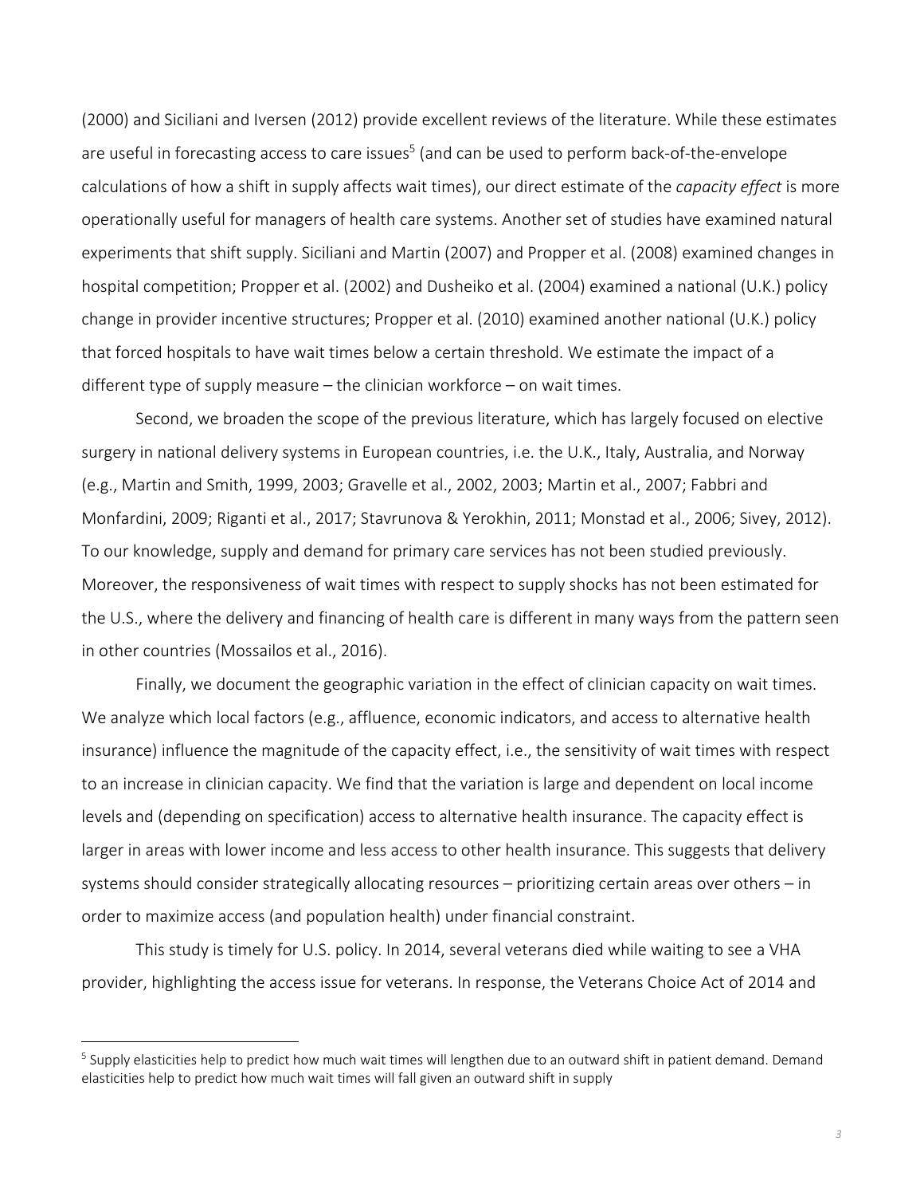(2000) and Siciliani and Iversen (2012) provide excellent reviews of the literature. While these estimates are useful in forecasting access to care issues[5] (and can be used to perform back-of-the-envelope calculations of how a shift in supply affects wait times), our direct estimate of the *capacity effect* is more operationally useful for managers of health care systems. Another set of studies have examined natural experiments that shift supply. Siciliani and Martin (2007) and Propper et al. (2008) examined changes in hospital competition; Propper et al. (2002) and Dusheiko et al. (2004) examined a national (U.K.) policy change in provider incentive structures; Propper et al. (2010) examined another national (U.K.) policy that forced hospitals to have wait times below a certain threshold. We estimate the impact of a different type of supply measure – the clinician workforce – on wait times.

Second, we broaden the scope of the previous literature, which has largely focused on elective surgery in national delivery systems in European countries, i.e. the U.K., Italy, Australia, and Norway (e.g., Martin and Smith, 1999, 2003; Gravelle et al., 2002, 2003; Martin et al., 2007; Fabbri and Monfardini, 2009; Riganti et al., 2017; Stavrunova & Yerokhin, 2011; Monstad et al., 2006; Sivey, 2012). To our knowledge, supply and demand for primary care services has not been studied previously. Moreover, the responsiveness of wait times with respect to supply shocks has not been estimated for the U.S., where the delivery and financing of health care is different in many ways from the pattern seen in other countries (Mossailos et al., 2016).

Finally, we document the geographic variation in the effect of clinician capacity on wait times. We analyze which local factors (e.g., affluence, economic indicators, and access to alternative health insurance) influence the magnitude of the capacity effect, i.e., the sensitivity of wait times with respect to an increase in clinician capacity. We find that the variation is large and dependent on local income levels and (depending on specification) access to alternative health insurance. The capacity effect is larger in areas with lower income and less access to other health insurance. This suggests that delivery systems should consider strategically allocating resources – prioritizing certain areas over others – in order to maximize access (and population health) under financial constraint.

This study is timely for U.S. policy. In 2014, several veterans died while waiting to see a VHA provider, highlighting the access issue for veterans. In response, the Veterans Choice Act of 2014 and

---

[5] Supply elasticities help to predict how much wait times will lengthen due to an outward shift in patient demand. Demand elasticities help to predict how much wait times will fall given an outward shift in supply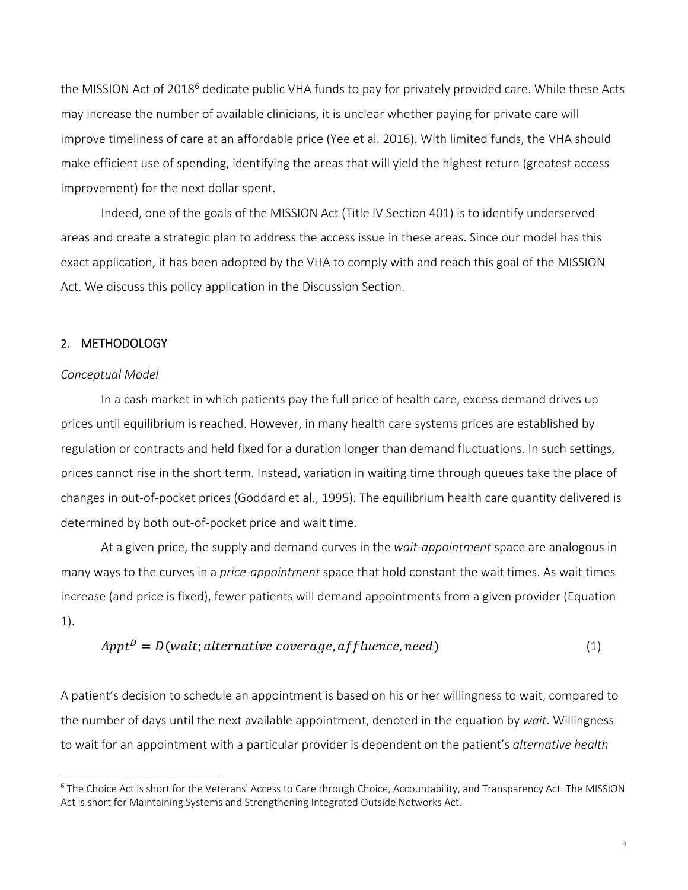the MISSION Act of 2018[6] dedicate public VHA funds to pay for privately provided care. While these Acts may increase the number of available clinicians, it is unclear whether paying for private care will improve timeliness of care at an affordable price (Yee et al. 2016). With limited funds, the VHA should make efficient use of spending, identifying the areas that will yield the highest return (greatest access improvement) for the next dollar spent.

Indeed, one of the goals of the MISSION Act (Title IV Section 401) is to identify underserved areas and create a strategic plan to address the access issue in these areas. Since our model has this exact application, it has been adopted by the VHA to comply with and reach this goal of the MISSION Act. We discuss this policy application in the Discussion Section.

## 2. METHODOLOGY

### *Conceptual Model*

In a cash market in which patients pay the full price of health care, excess demand drives up prices until equilibrium is reached. However, in many health care systems prices are established by regulation or contracts and held fixed for a duration longer than demand fluctuations. In such settings, prices cannot rise in the short term. Instead, variation in waiting time through queues take the place of changes in out-of-pocket prices (Goddard et al., 1995). The equilibrium health care quantity delivered is determined by both out-of-pocket price and wait time.

At a given price, the supply and demand curves in the *wait-appointment* space are analogous in many ways to the curves in a *price-appointment* space that hold constant the wait times. As wait times increase (and price is fixed), fewer patients will demand appointments from a given provider (Equation 1).

$$Appt^D = D(wait; alternative\ coverage, affluence, need) \tag{1}$$

A patient's decision to schedule an appointment is based on his or her willingness to wait, compared to the number of days until the next available appointment, denoted in the equation by *wait*. Willingness to wait for an appointment with a particular provider is dependent on the patient's *alternative health*

[6] The Choice Act is short for the Veterans' Access to Care through Choice, Accountability, and Transparency Act. The MISSION Act is short for Maintaining Systems and Strengthening Integrated Outside Networks Act.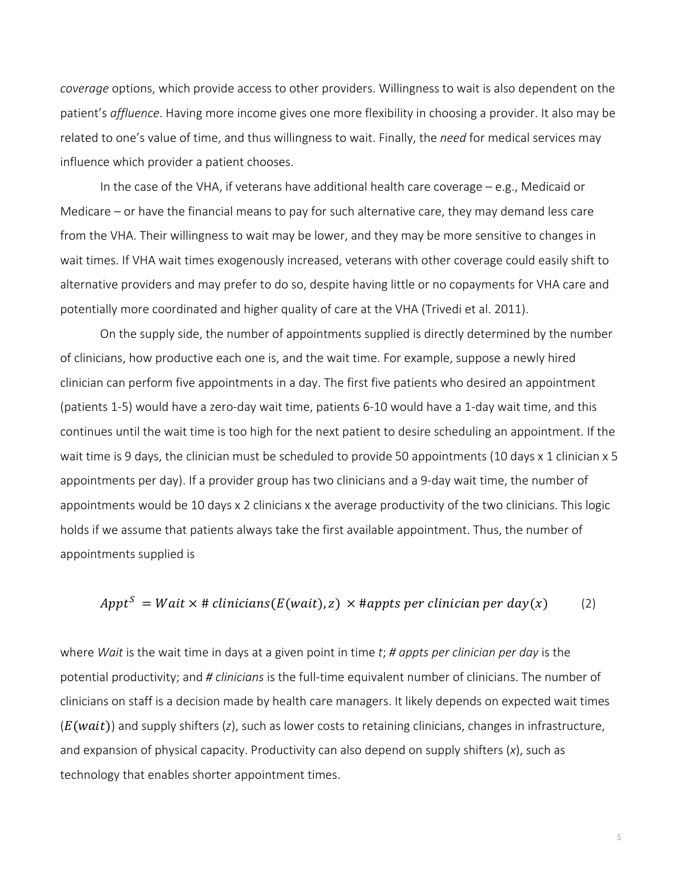*coverage* options, which provide access to other providers. Willingness to wait is also dependent on the patient's *affluence*. Having more income gives one more flexibility in choosing a provider. It also may be related to one's value of time, and thus willingness to wait. Finally, the *need* for medical services may influence which provider a patient chooses.

In the case of the VHA, if veterans have additional health care coverage – e.g., Medicaid or Medicare – or have the financial means to pay for such alternative care, they may demand less care from the VHA. Their willingness to wait may be lower, and they may be more sensitive to changes in wait times. If VHA wait times exogenously increased, veterans with other coverage could easily shift to alternative providers and may prefer to do so, despite having little or no copayments for VHA care and potentially more coordinated and higher quality of care at the VHA (Trivedi et al. 2011).

On the supply side, the number of appointments supplied is directly determined by the number of clinicians, how productive each one is, and the wait time. For example, suppose a newly hired clinician can perform five appointments in a day. The first five patients who desired an appointment (patients 1-5) would have a zero-day wait time, patients 6-10 would have a 1-day wait time, and this continues until the wait time is too high for the next patient to desire scheduling an appointment. If the wait time is 9 days, the clinician must be scheduled to provide 50 appointments (10 days x 1 clinician x 5 appointments per day). If a provider group has two clinicians and a 9-day wait time, the number of appointments would be 10 days x 2 clinicians x the average productivity of the two clinicians. This logic holds if we assume that patients always take the first available appointment. Thus, the number of appointments supplied is

$$Appt^S = Wait \times \#\, clinicians(E(wait), z) \times \#appts\ per\ clinician\ per\ day(x) \qquad (2)$$

where *Wait* is the wait time in days at a given point in time *t*; *# appts per clinician per day* is the potential productivity; and *# clinicians* is the full-time equivalent number of clinicians. The number of clinicians on staff is a decision made by health care managers. It likely depends on expected wait times ($E(wait)$) and supply shifters (*z*), such as lower costs to retaining clinicians, changes in infrastructure, and expansion of physical capacity. Productivity can also depend on supply shifters (*x*), such as technology that enables shorter appointment times.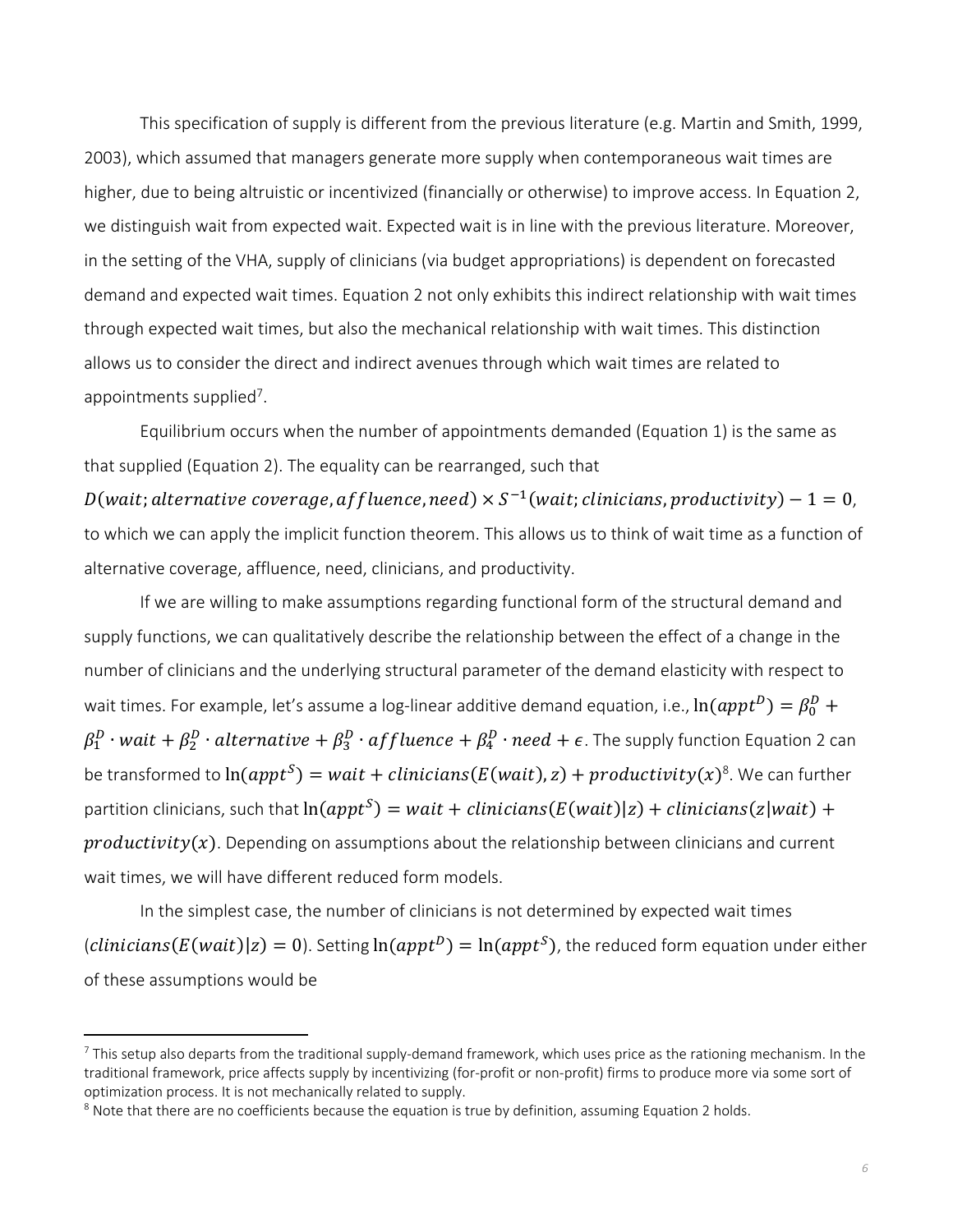This specification of supply is different from the previous literature (e.g. Martin and Smith, 1999, 2003), which assumed that managers generate more supply when contemporaneous wait times are higher, due to being altruistic or incentivized (financially or otherwise) to improve access. In Equation 2, we distinguish wait from expected wait. Expected wait is in line with the previous literature. Moreover, in the setting of the VHA, supply of clinicians (via budget appropriations) is dependent on forecasted demand and expected wait times. Equation 2 not only exhibits this indirect relationship with wait times through expected wait times, but also the mechanical relationship with wait times. This distinction allows us to consider the direct and indirect avenues through which wait times are related to appointments supplied[7].

Equilibrium occurs when the number of appointments demanded (Equation 1) is the same as that supplied (Equation 2). The equality can be rearranged, such that $D(wait; alternative\ coverage, affluence, need) \times S^{-1}(wait; clinicians, productivity) - 1 = 0$, to which we can apply the implicit function theorem. This allows us to think of wait time as a function of alternative coverage, affluence, need, clinicians, and productivity.

If we are willing to make assumptions regarding functional form of the structural demand and supply functions, we can qualitatively describe the relationship between the effect of a change in the number of clinicians and the underlying structural parameter of the demand elasticity with respect to wait times. For example, let's assume a log-linear additive demand equation, i.e., $\ln(appt^D) = \beta_0^D + \beta_1^D \cdot wait + \beta_2^D \cdot alternative + \beta_3^D \cdot affluence + \beta_4^D \cdot need + \epsilon$. The supply function Equation 2 can be transformed to $\ln(appt^S) = wait + clinicians(E(wait), z) + productivity(x)$[8]. We can further partition clinicians, such that $\ln(appt^S) = wait + clinicians(E(wait)|z) + clinicians(z|wait) + productivity(x)$. Depending on assumptions about the relationship between clinicians and current wait times, we will have different reduced form models.

In the simplest case, the number of clinicians is not determined by expected wait times ($clinicians(E(wait)|z) = 0$). Setting $\ln(appt^D) = \ln(appt^S)$, the reduced form equation under either of these assumptions would be

[7] This setup also departs from the traditional supply-demand framework, which uses price as the rationing mechanism. In the traditional framework, price affects supply by incentivizing (for-profit or non-profit) firms to produce more via some sort of optimization process. It is not mechanically related to supply.

[8] Note that there are no coefficients because the equation is true by definition, assuming Equation 2 holds.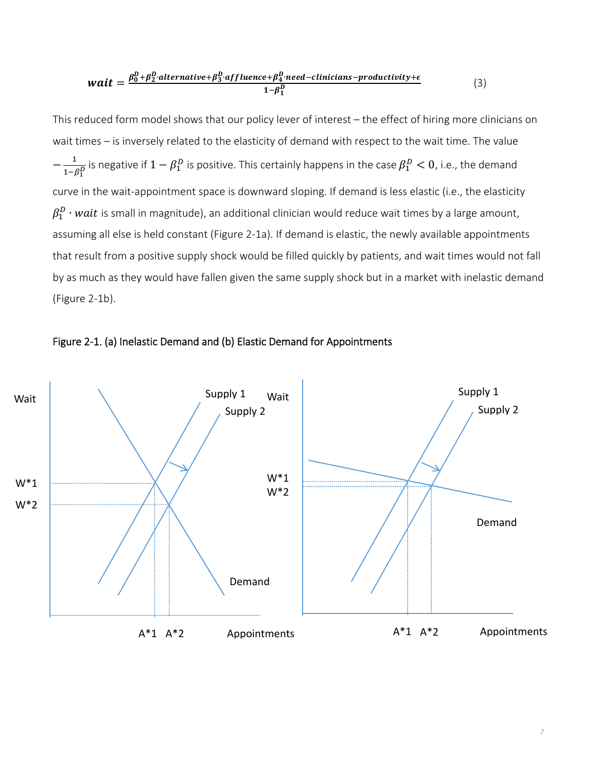$$wait = \frac{\beta_0^D + \beta_2^D \cdot alternative + \beta_3^D \cdot affluence + \beta_4^D \cdot need - clinicians - productivity + \epsilon}{1 - \beta_1^D} \tag{3}$$

This reduced form model shows that our policy lever of interest – the effect of hiring more clinicians on wait times – is inversely related to the elasticity of demand with respect to the wait time. The value $-\frac{1}{1-\beta_1^D}$ is negative if $1 - \beta_1^D$ is positive. This certainly happens in the case $\beta_1^D < 0$, i.e., the demand curve in the wait-appointment space is downward sloping. If demand is less elastic (i.e., the elasticity $\beta_1^D \cdot wait$ is small in magnitude), an additional clinician would reduce wait times by a large amount, assuming all else is held constant (Figure 2-1a). If demand is elastic, the newly available appointments that result from a positive supply shock would be filled quickly by patients, and wait times would not fall by as much as they would have fallen given the same supply shock but in a market with inelastic demand (Figure 2-1b).

Figure 2-1. (a) Inelastic Demand and (b) Elastic Demand for Appointments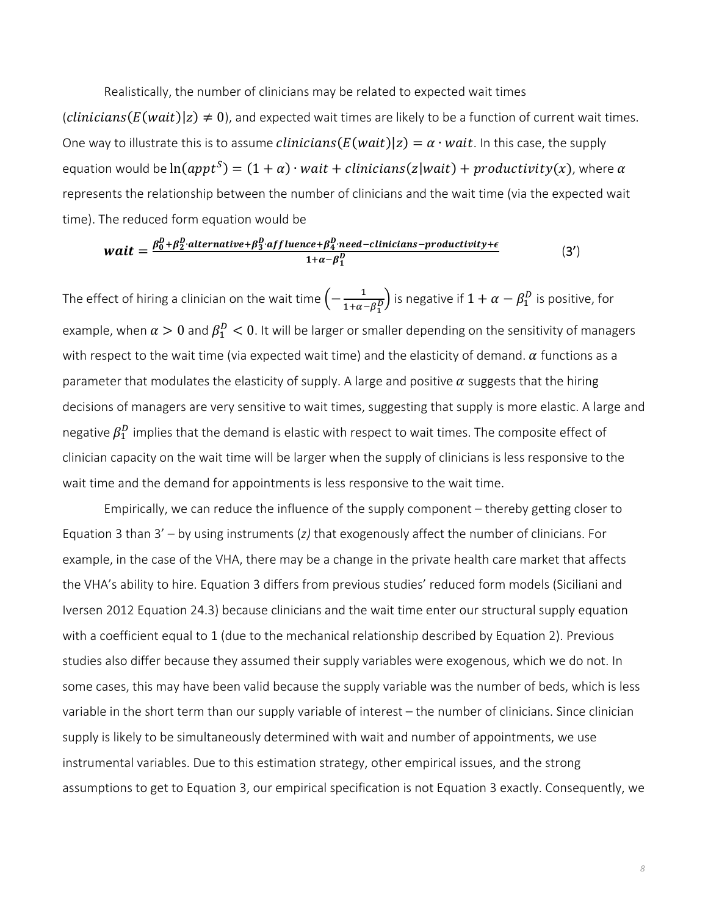Realistically, the number of clinicians may be related to expected wait times ($clinicians(E(wait)|z) \neq 0$), and expected wait times are likely to be a function of current wait times. One way to illustrate this is to assume $clinicians(E(wait)|z) = \alpha \cdot wait$. In this case, the supply equation would be $\ln(appt^S) = (1 + \alpha) \cdot wait + clinicians(z|wait) + productivity(x)$, where $\alpha$ represents the relationship between the number of clinicians and the wait time (via the expected wait time). The reduced form equation would be

$$\boldsymbol{wait} = \frac{\beta_0^D + \beta_2^D \cdot alternative + \beta_3^D \cdot affluence + \beta_4^D \cdot need - clinicians - productivity + \epsilon}{1 + \alpha - \beta_1^D} \qquad (3')$$

The effect of hiring a clinician on the wait time $\left(-\frac{1}{1+\alpha-\beta_1^D}\right)$ is negative if $1 + \alpha - \beta_1^D$ is positive, for example, when $\alpha > 0$ and $\beta_1^D < 0$. It will be larger or smaller depending on the sensitivity of managers with respect to the wait time (via expected wait time) and the elasticity of demand. $\alpha$ functions as a parameter that modulates the elasticity of supply. A large and positive $\alpha$ suggests that the hiring decisions of managers are very sensitive to wait times, suggesting that supply is more elastic. A large and negative $\beta_1^D$ implies that the demand is elastic with respect to wait times. The composite effect of clinician capacity on the wait time will be larger when the supply of clinicians is less responsive to the wait time and the demand for appointments is less responsive to the wait time.

Empirically, we can reduce the influence of the supply component – thereby getting closer to Equation 3 than 3' – by using instruments (*z)* that exogenously affect the number of clinicians. For example, in the case of the VHA, there may be a change in the private health care market that affects the VHA's ability to hire. Equation 3 differs from previous studies' reduced form models (Siciliani and Iversen 2012 Equation 24.3) because clinicians and the wait time enter our structural supply equation with a coefficient equal to 1 (due to the mechanical relationship described by Equation 2). Previous studies also differ because they assumed their supply variables were exogenous, which we do not. In some cases, this may have been valid because the supply variable was the number of beds, which is less variable in the short term than our supply variable of interest – the number of clinicians. Since clinician supply is likely to be simultaneously determined with wait and number of appointments, we use instrumental variables. Due to this estimation strategy, other empirical issues, and the strong assumptions to get to Equation 3, our empirical specification is not Equation 3 exactly. Consequently, we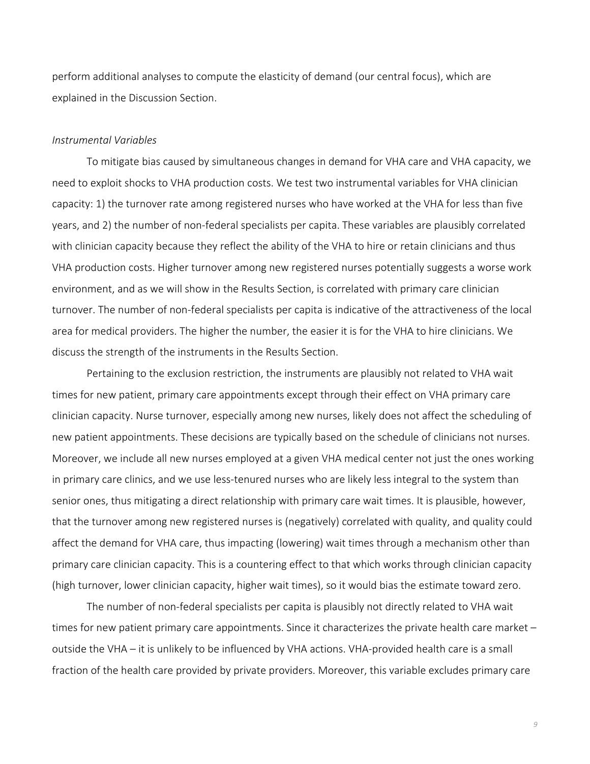perform additional analyses to compute the elasticity of demand (our central focus), which are explained in the Discussion Section.

*Instrumental Variables*

To mitigate bias caused by simultaneous changes in demand for VHA care and VHA capacity, we need to exploit shocks to VHA production costs. We test two instrumental variables for VHA clinician capacity: 1) the turnover rate among registered nurses who have worked at the VHA for less than five years, and 2) the number of non-federal specialists per capita. These variables are plausibly correlated with clinician capacity because they reflect the ability of the VHA to hire or retain clinicians and thus VHA production costs. Higher turnover among new registered nurses potentially suggests a worse work environment, and as we will show in the Results Section, is correlated with primary care clinician turnover. The number of non-federal specialists per capita is indicative of the attractiveness of the local area for medical providers. The higher the number, the easier it is for the VHA to hire clinicians. We discuss the strength of the instruments in the Results Section.

Pertaining to the exclusion restriction, the instruments are plausibly not related to VHA wait times for new patient, primary care appointments except through their effect on VHA primary care clinician capacity. Nurse turnover, especially among new nurses, likely does not affect the scheduling of new patient appointments. These decisions are typically based on the schedule of clinicians not nurses. Moreover, we include all new nurses employed at a given VHA medical center not just the ones working in primary care clinics, and we use less-tenured nurses who are likely less integral to the system than senior ones, thus mitigating a direct relationship with primary care wait times. It is plausible, however, that the turnover among new registered nurses is (negatively) correlated with quality, and quality could affect the demand for VHA care, thus impacting (lowering) wait times through a mechanism other than primary care clinician capacity. This is a countering effect to that which works through clinician capacity (high turnover, lower clinician capacity, higher wait times), so it would bias the estimate toward zero.

The number of non-federal specialists per capita is plausibly not directly related to VHA wait times for new patient primary care appointments. Since it characterizes the private health care market – outside the VHA – it is unlikely to be influenced by VHA actions. VHA-provided health care is a small fraction of the health care provided by private providers. Moreover, this variable excludes primary care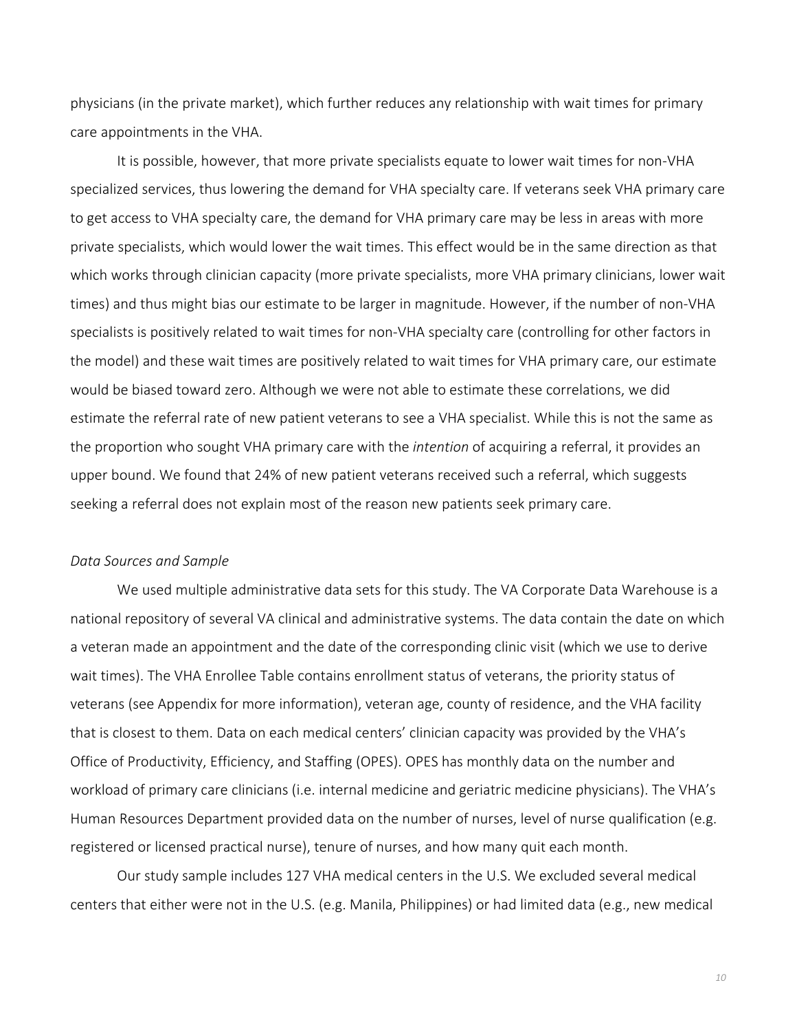physicians (in the private market), which further reduces any relationship with wait times for primary care appointments in the VHA.

It is possible, however, that more private specialists equate to lower wait times for non-VHA specialized services, thus lowering the demand for VHA specialty care. If veterans seek VHA primary care to get access to VHA specialty care, the demand for VHA primary care may be less in areas with more private specialists, which would lower the wait times. This effect would be in the same direction as that which works through clinician capacity (more private specialists, more VHA primary clinicians, lower wait times) and thus might bias our estimate to be larger in magnitude. However, if the number of non-VHA specialists is positively related to wait times for non-VHA specialty care (controlling for other factors in the model) and these wait times are positively related to wait times for VHA primary care, our estimate would be biased toward zero. Although we were not able to estimate these correlations, we did estimate the referral rate of new patient veterans to see a VHA specialist. While this is not the same as the proportion who sought VHA primary care with the *intention* of acquiring a referral, it provides an upper bound. We found that 24% of new patient veterans received such a referral, which suggests seeking a referral does not explain most of the reason new patients seek primary care.

*Data Sources and Sample*

We used multiple administrative data sets for this study. The VA Corporate Data Warehouse is a national repository of several VA clinical and administrative systems. The data contain the date on which a veteran made an appointment and the date of the corresponding clinic visit (which we use to derive wait times). The VHA Enrollee Table contains enrollment status of veterans, the priority status of veterans (see Appendix for more information), veteran age, county of residence, and the VHA facility that is closest to them. Data on each medical centers' clinician capacity was provided by the VHA's Office of Productivity, Efficiency, and Staffing (OPES). OPES has monthly data on the number and workload of primary care clinicians (i.e. internal medicine and geriatric medicine physicians). The VHA's Human Resources Department provided data on the number of nurses, level of nurse qualification (e.g. registered or licensed practical nurse), tenure of nurses, and how many quit each month.

Our study sample includes 127 VHA medical centers in the U.S. We excluded several medical centers that either were not in the U.S. (e.g. Manila, Philippines) or had limited data (e.g., new medical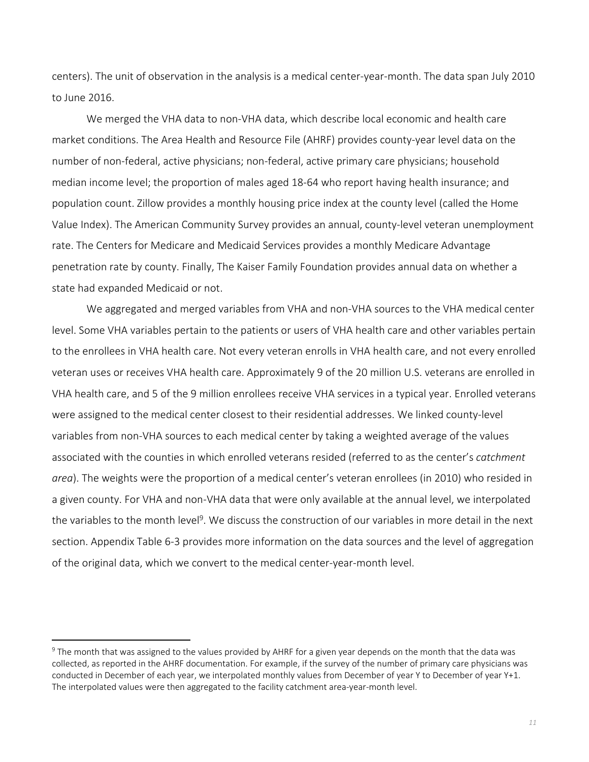centers). The unit of observation in the analysis is a medical center-year-month. The data span July 2010 to June 2016.

We merged the VHA data to non-VHA data, which describe local economic and health care market conditions. The Area Health and Resource File (AHRF) provides county-year level data on the number of non-federal, active physicians; non-federal, active primary care physicians; household median income level; the proportion of males aged 18-64 who report having health insurance; and population count. Zillow provides a monthly housing price index at the county level (called the Home Value Index). The American Community Survey provides an annual, county-level veteran unemployment rate. The Centers for Medicare and Medicaid Services provides a monthly Medicare Advantage penetration rate by county. Finally, The Kaiser Family Foundation provides annual data on whether a state had expanded Medicaid or not.

We aggregated and merged variables from VHA and non-VHA sources to the VHA medical center level. Some VHA variables pertain to the patients or users of VHA health care and other variables pertain to the enrollees in VHA health care. Not every veteran enrolls in VHA health care, and not every enrolled veteran uses or receives VHA health care. Approximately 9 of the 20 million U.S. veterans are enrolled in VHA health care, and 5 of the 9 million enrollees receive VHA services in a typical year. Enrolled veterans were assigned to the medical center closest to their residential addresses. We linked county-level variables from non-VHA sources to each medical center by taking a weighted average of the values associated with the counties in which enrolled veterans resided (referred to as the center's *catchment area*). The weights were the proportion of a medical center's veteran enrollees (in 2010) who resided in a given county. For VHA and non-VHA data that were only available at the annual level, we interpolated the variables to the month level[9]. We discuss the construction of our variables in more detail in the next section. Appendix Table 6-3 provides more information on the data sources and the level of aggregation of the original data, which we convert to the medical center-year-month level.

[9] The month that was assigned to the values provided by AHRF for a given year depends on the month that the data was collected, as reported in the AHRF documentation. For example, if the survey of the number of primary care physicians was conducted in December of each year, we interpolated monthly values from December of year Y to December of year Y+1. The interpolated values were then aggregated to the facility catchment area-year-month level.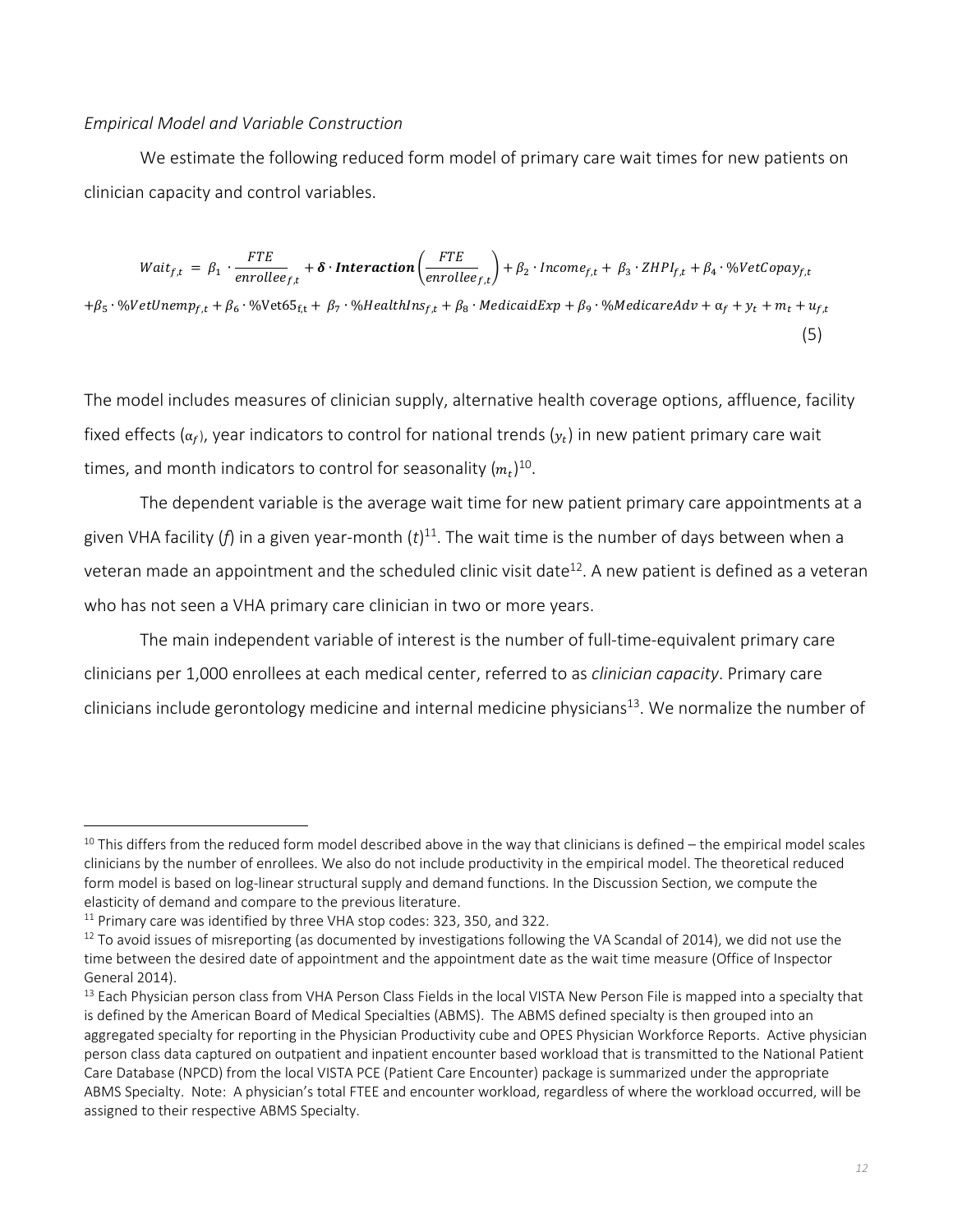*Empirical Model and Variable Construction*

We estimate the following reduced form model of primary care wait times for new patients on clinician capacity and control variables.

$$Wait_{f,t} = \beta_1 \cdot \frac{FTE}{enrollee_{f,t}} + \boldsymbol{\delta} \cdot \boldsymbol{Interaction}\left(\frac{FTE}{enrollee_{f,t}}\right) + \beta_2 \cdot Income_{f,t} + \beta_3 \cdot ZHPI_{f,t} + \beta_4 \cdot \%VetCopay_{f,t}$$
$$+\beta_5 \cdot \%VetUnemp_{f,t} + \beta_6 \cdot \%\text{Vet65}_{f,t} + \beta_7 \cdot \%HealthIns_{f,t} + \beta_8 \cdot MedicaidExp + \beta_9 \cdot \%MedicareAdv + \alpha_f + y_t + m_t + u_{f,t} \quad (5)$$

The model includes measures of clinician supply, alternative health coverage options, affluence, facility fixed effects ($\alpha_f$), year indicators to control for national trends ($y_t$) in new patient primary care wait times, and month indicators to control for seasonality ($m_t$)[10].

The dependent variable is the average wait time for new patient primary care appointments at a given VHA facility (*f*) in a given year-month (*t*)[11]. The wait time is the number of days between when a veteran made an appointment and the scheduled clinic visit date[12]. A new patient is defined as a veteran who has not seen a VHA primary care clinician in two or more years.

The main independent variable of interest is the number of full-time-equivalent primary care clinicians per 1,000 enrollees at each medical center, referred to as *clinician capacity*. Primary care clinicians include gerontology medicine and internal medicine physicians[13]. We normalize the number of

---

[10] This differs from the reduced form model described above in the way that clinicians is defined – the empirical model scales clinicians by the number of enrollees. We also do not include productivity in the empirical model. The theoretical reduced form model is based on log-linear structural supply and demand functions. In the Discussion Section, we compute the elasticity of demand and compare to the previous literature.

[11] Primary care was identified by three VHA stop codes: 323, 350, and 322.

[12] To avoid issues of misreporting (as documented by investigations following the VA Scandal of 2014), we did not use the time between the desired date of appointment and the appointment date as the wait time measure (Office of Inspector General 2014).

[13] Each Physician person class from VHA Person Class Fields in the local VISTA New Person File is mapped into a specialty that is defined by the American Board of Medical Specialties (ABMS). The ABMS defined specialty is then grouped into an aggregated specialty for reporting in the Physician Productivity cube and OPES Physician Workforce Reports. Active physician person class data captured on outpatient and inpatient encounter based workload that is transmitted to the National Patient Care Database (NPCD) from the local VISTA PCE (Patient Care Encounter) package is summarized under the appropriate ABMS Specialty. Note: A physician's total FTEE and encounter workload, regardless of where the workload occurred, will be assigned to their respective ABMS Specialty.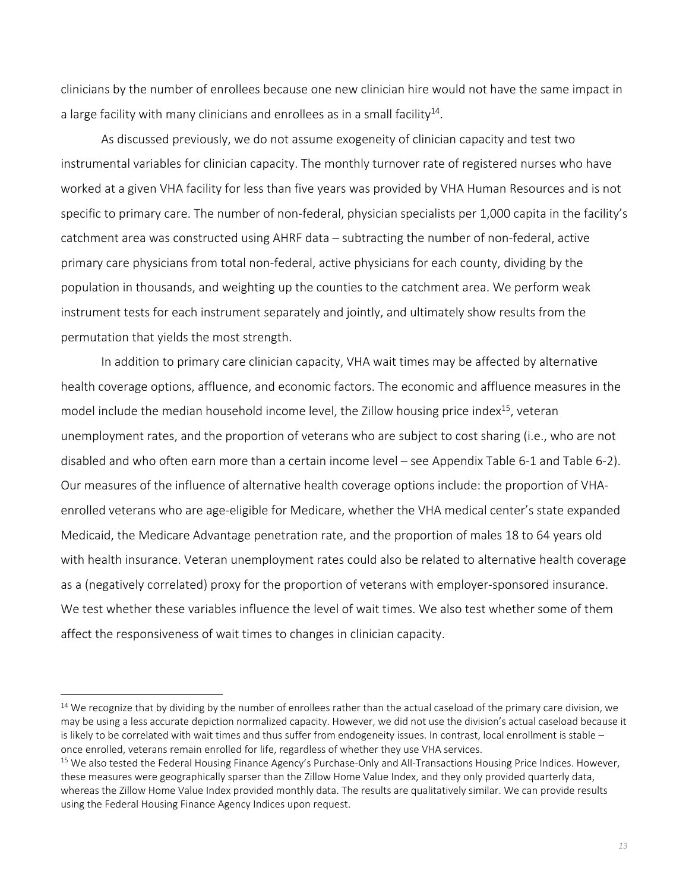clinicians by the number of enrollees because one new clinician hire would not have the same impact in a large facility with many clinicians and enrollees as in a small facility[14].

As discussed previously, we do not assume exogeneity of clinician capacity and test two instrumental variables for clinician capacity. The monthly turnover rate of registered nurses who have worked at a given VHA facility for less than five years was provided by VHA Human Resources and is not specific to primary care. The number of non-federal, physician specialists per 1,000 capita in the facility's catchment area was constructed using AHRF data – subtracting the number of non-federal, active primary care physicians from total non-federal, active physicians for each county, dividing by the population in thousands, and weighting up the counties to the catchment area. We perform weak instrument tests for each instrument separately and jointly, and ultimately show results from the permutation that yields the most strength.

In addition to primary care clinician capacity, VHA wait times may be affected by alternative health coverage options, affluence, and economic factors. The economic and affluence measures in the model include the median household income level, the Zillow housing price index[15], veteran unemployment rates, and the proportion of veterans who are subject to cost sharing (i.e., who are not disabled and who often earn more than a certain income level – see Appendix Table 6-1 and Table 6-2). Our measures of the influence of alternative health coverage options include: the proportion of VHA-enrolled veterans who are age-eligible for Medicare, whether the VHA medical center's state expanded Medicaid, the Medicare Advantage penetration rate, and the proportion of males 18 to 64 years old with health insurance. Veteran unemployment rates could also be related to alternative health coverage as a (negatively correlated) proxy for the proportion of veterans with employer-sponsored insurance. We test whether these variables influence the level of wait times. We also test whether some of them affect the responsiveness of wait times to changes in clinician capacity.

---

[14] We recognize that by dividing by the number of enrollees rather than the actual caseload of the primary care division, we may be using a less accurate depiction normalized capacity. However, we did not use the division's actual caseload because it is likely to be correlated with wait times and thus suffer from endogeneity issues. In contrast, local enrollment is stable – once enrolled, veterans remain enrolled for life, regardless of whether they use VHA services.

[15] We also tested the Federal Housing Finance Agency's Purchase-Only and All-Transactions Housing Price Indices. However, these measures were geographically sparser than the Zillow Home Value Index, and they only provided quarterly data, whereas the Zillow Home Value Index provided monthly data. The results are qualitatively similar. We can provide results using the Federal Housing Finance Agency Indices upon request.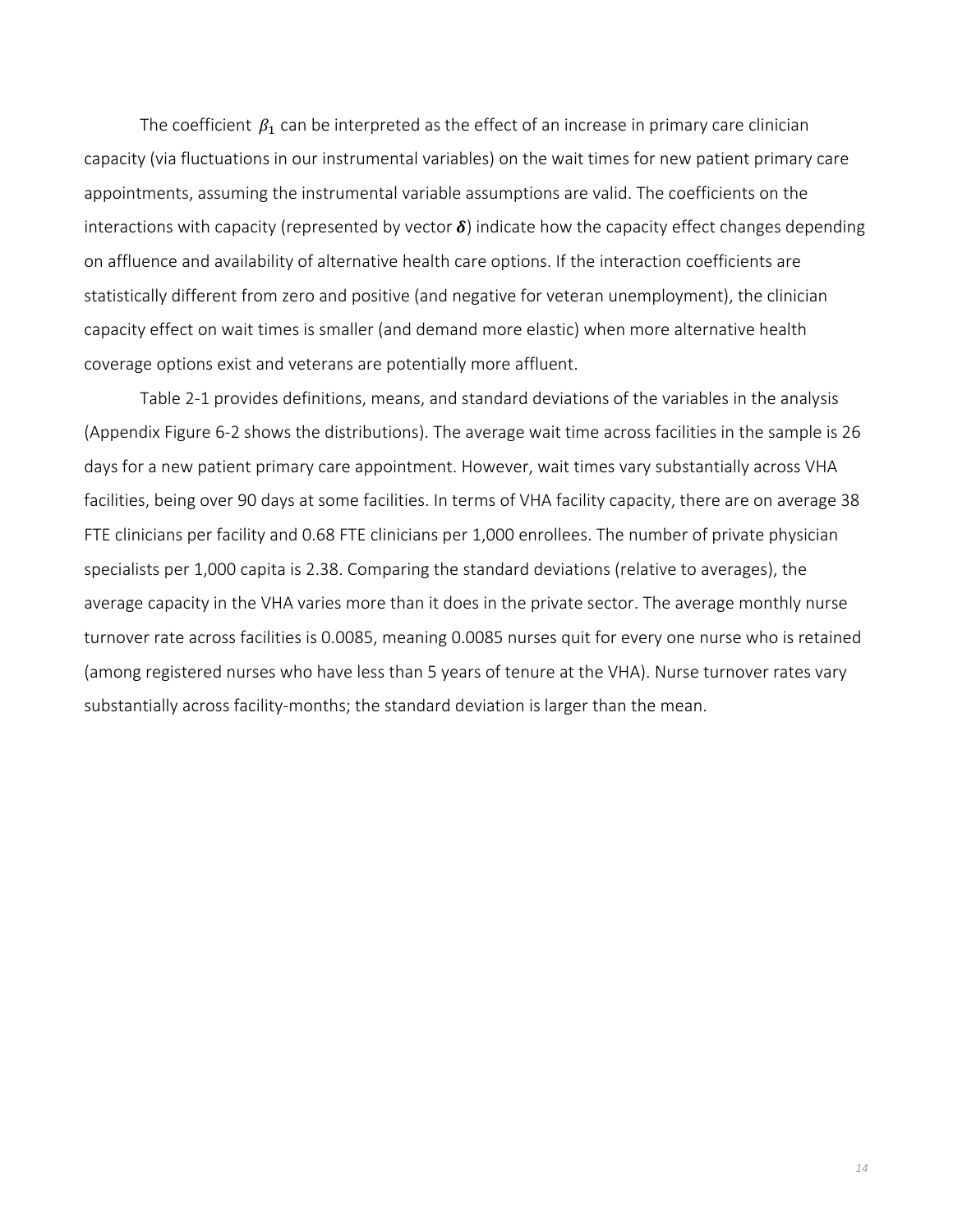The coefficient $\beta_1$ can be interpreted as the effect of an increase in primary care clinician capacity (via fluctuations in our instrumental variables) on the wait times for new patient primary care appointments, assuming the instrumental variable assumptions are valid. The coefficients on the interactions with capacity (represented by vector $\boldsymbol{\delta}$) indicate how the capacity effect changes depending on affluence and availability of alternative health care options. If the interaction coefficients are statistically different from zero and positive (and negative for veteran unemployment), the clinician capacity effect on wait times is smaller (and demand more elastic) when more alternative health coverage options exist and veterans are potentially more affluent.

Table 2-1 provides definitions, means, and standard deviations of the variables in the analysis (Appendix Figure 6-2 shows the distributions). The average wait time across facilities in the sample is 26 days for a new patient primary care appointment. However, wait times vary substantially across VHA facilities, being over 90 days at some facilities. In terms of VHA facility capacity, there are on average 38 FTE clinicians per facility and 0.68 FTE clinicians per 1,000 enrollees. The number of private physician specialists per 1,000 capita is 2.38. Comparing the standard deviations (relative to averages), the average capacity in the VHA varies more than it does in the private sector. The average monthly nurse turnover rate across facilities is 0.0085, meaning 0.0085 nurses quit for every one nurse who is retained (among registered nurses who have less than 5 years of tenure at the VHA). Nurse turnover rates vary substantially across facility-months; the standard deviation is larger than the mean.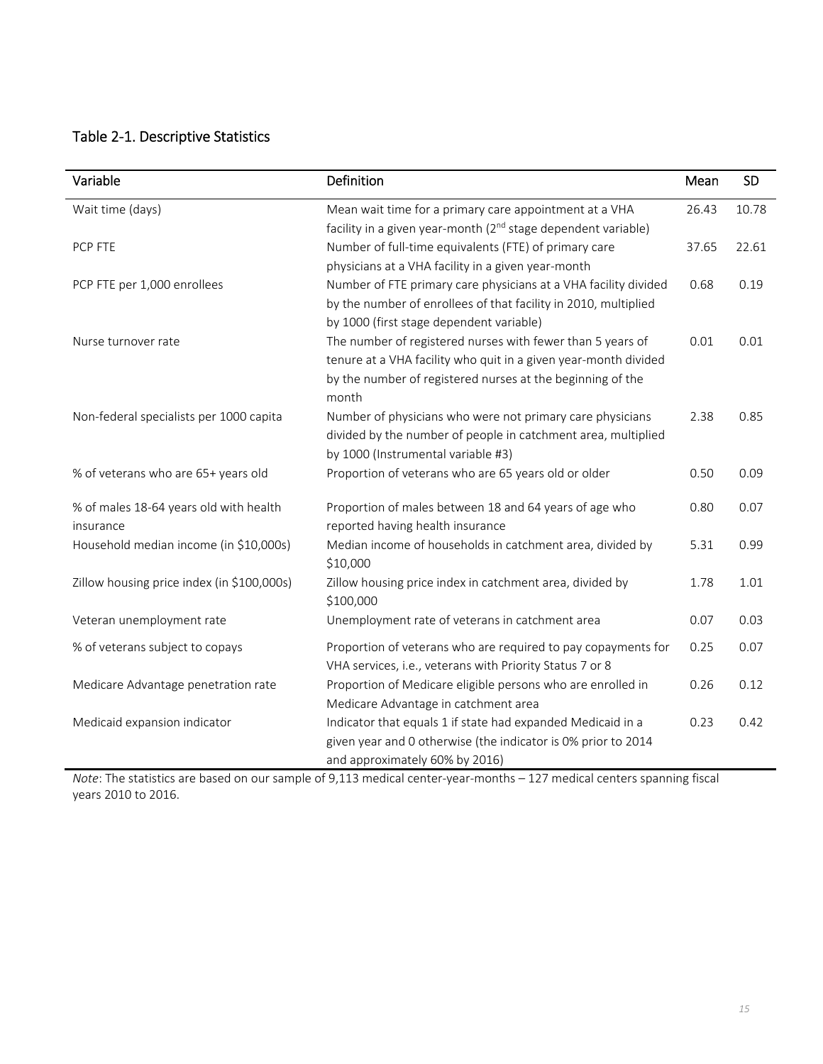## Table 2-1. Descriptive Statistics

| Variable | Definition | Mean | SD |
|---|---|---|---|
| Wait time (days) | Mean wait time for a primary care appointment at a VHA facility in a given year-month (2nd stage dependent variable) | 26.43 | 10.78 |
| PCP FTE | Number of full-time equivalents (FTE) of primary care physicians at a VHA facility in a given year-month | 37.65 | 22.61 |
| PCP FTE per 1,000 enrollees | Number of FTE primary care physicians at a VHA facility divided by the number of enrollees of that facility in 2010, multiplied by 1000 (first stage dependent variable) | 0.68 | 0.19 |
| Nurse turnover rate | The number of registered nurses with fewer than 5 years of tenure at a VHA facility who quit in a given year-month divided by the number of registered nurses at the beginning of the month | 0.01 | 0.01 |
| Non-federal specialists per 1000 capita | Number of physicians who were not primary care physicians divided by the number of people in catchment area, multiplied by 1000 (Instrumental variable #3) | 2.38 | 0.85 |
| % of veterans who are 65+ years old | Proportion of veterans who are 65 years old or older | 0.50 | 0.09 |
| % of males 18-64 years old with health insurance | Proportion of males between 18 and 64 years of age who reported having health insurance | 0.80 | 0.07 |
| Household median income (in $10,000s) | Median income of households in catchment area, divided by $10,000 | 5.31 | 0.99 |
| Zillow housing price index (in $100,000s) | Zillow housing price index in catchment area, divided by $100,000 | 1.78 | 1.01 |
| Veteran unemployment rate | Unemployment rate of veterans in catchment area | 0.07 | 0.03 |
| % of veterans subject to copays | Proportion of veterans who are required to pay copayments for VHA services, i.e., veterans with Priority Status 7 or 8 | 0.25 | 0.07 |
| Medicare Advantage penetration rate | Proportion of Medicare eligible persons who are enrolled in Medicare Advantage in catchment area | 0.26 | 0.12 |
| Medicaid expansion indicator | Indicator that equals 1 if state had expanded Medicaid in a given year and 0 otherwise (the indicator is 0% prior to 2014 and approximately 60% by 2016) | 0.23 | 0.42 |

*Note*: The statistics are based on our sample of 9,113 medical center-year-months – 127 medical centers spanning fiscal years 2010 to 2016.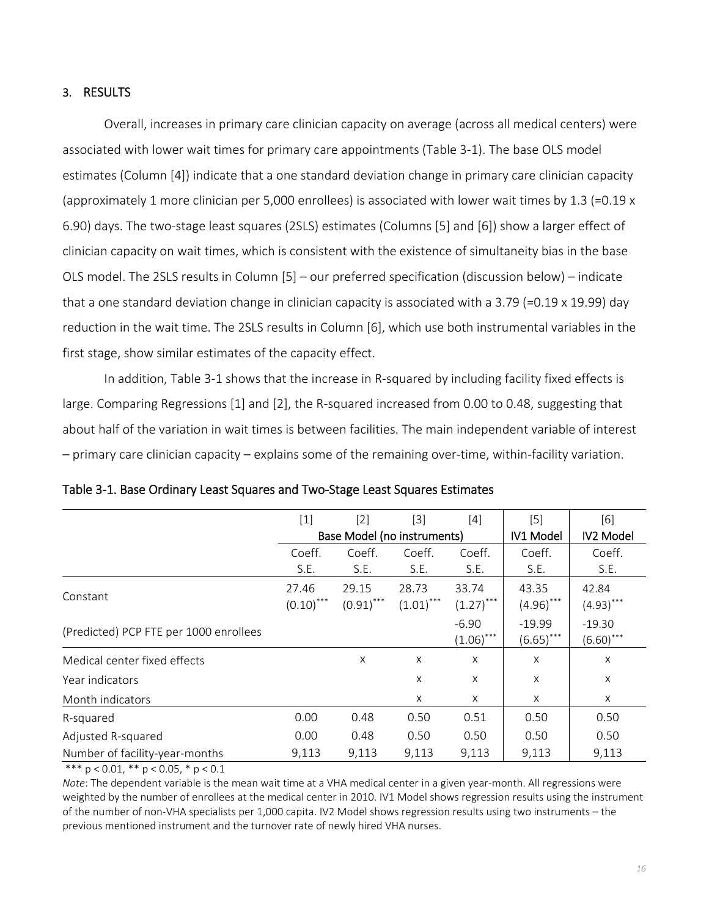## 3. RESULTS

Overall, increases in primary care clinician capacity on average (across all medical centers) were associated with lower wait times for primary care appointments (Table 3-1). The base OLS model estimates (Column [4]) indicate that a one standard deviation change in primary care clinician capacity (approximately 1 more clinician per 5,000 enrollees) is associated with lower wait times by 1.3 (=0.19 x 6.90) days. The two-stage least squares (2SLS) estimates (Columns [5] and [6]) show a larger effect of clinician capacity on wait times, which is consistent with the existence of simultaneity bias in the base OLS model. The 2SLS results in Column [5] – our preferred specification (discussion below) – indicate that a one standard deviation change in clinician capacity is associated with a 3.79 (=0.19 x 19.99) day reduction in the wait time. The 2SLS results in Column [6], which use both instrumental variables in the first stage, show similar estimates of the capacity effect.

In addition, Table 3-1 shows that the increase in R-squared by including facility fixed effects is large. Comparing Regressions [1] and [2], the R-squared increased from 0.00 to 0.48, suggesting that about half of the variation in wait times is between facilities. The main independent variable of interest – primary care clinician capacity – explains some of the remaining over-time, within-facility variation.

Table 3-1. Base Ordinary Least Squares and Two-Stage Least Squares Estimates

| | [1] | [2] | [3] | [4] | [5] | [6] |
|---|---|---|---|---|---|---|
| | Base Model (no instruments) | | | | IV1 Model | IV2 Model |
| | Coeff. S.E. | Coeff. S.E. | Coeff. S.E. | Coeff. S.E. | Coeff. S.E. | Coeff. S.E. |
| Constant | 27.46 $(0.10)^{***}$ | 29.15 $(0.91)^{***}$ | 28.73 $(1.01)^{***}$ | 33.74 $(1.27)^{***}$ | 43.35 $(4.96)^{***}$ | 42.84 $(4.93)^{***}$ |
| (Predicted) PCP FTE per 1000 enrollees | | | | -6.90 $(1.06)^{***}$ | -19.99 $(6.65)^{***}$ | -19.30 $(6.60)^{***}$ |
| Medical center fixed effects | | x | x | x | x | x |
| Year indicators | | | x | x | x | x |
| Month indicators | | | x | x | x | x |
| R-squared | 0.00 | 0.48 | 0.50 | 0.51 | 0.50 | 0.50 |
| Adjusted R-squared | 0.00 | 0.48 | 0.50 | 0.50 | 0.50 | 0.50 |
| Number of facility-year-months | 9,113 | 9,113 | 9,113 | 9,113 | 9,113 | 9,113 |

*** $p < 0.01$, ** $p < 0.05$, * $p < 0.1$

*Note*: The dependent variable is the mean wait time at a VHA medical center in a given year-month. All regressions were weighted by the number of enrollees at the medical center in 2010. IV1 Model shows regression results using the instrument of the number of non-VHA specialists per 1,000 capita. IV2 Model shows regression results using two instruments – the previous mentioned instrument and the turnover rate of newly hired VHA nurses.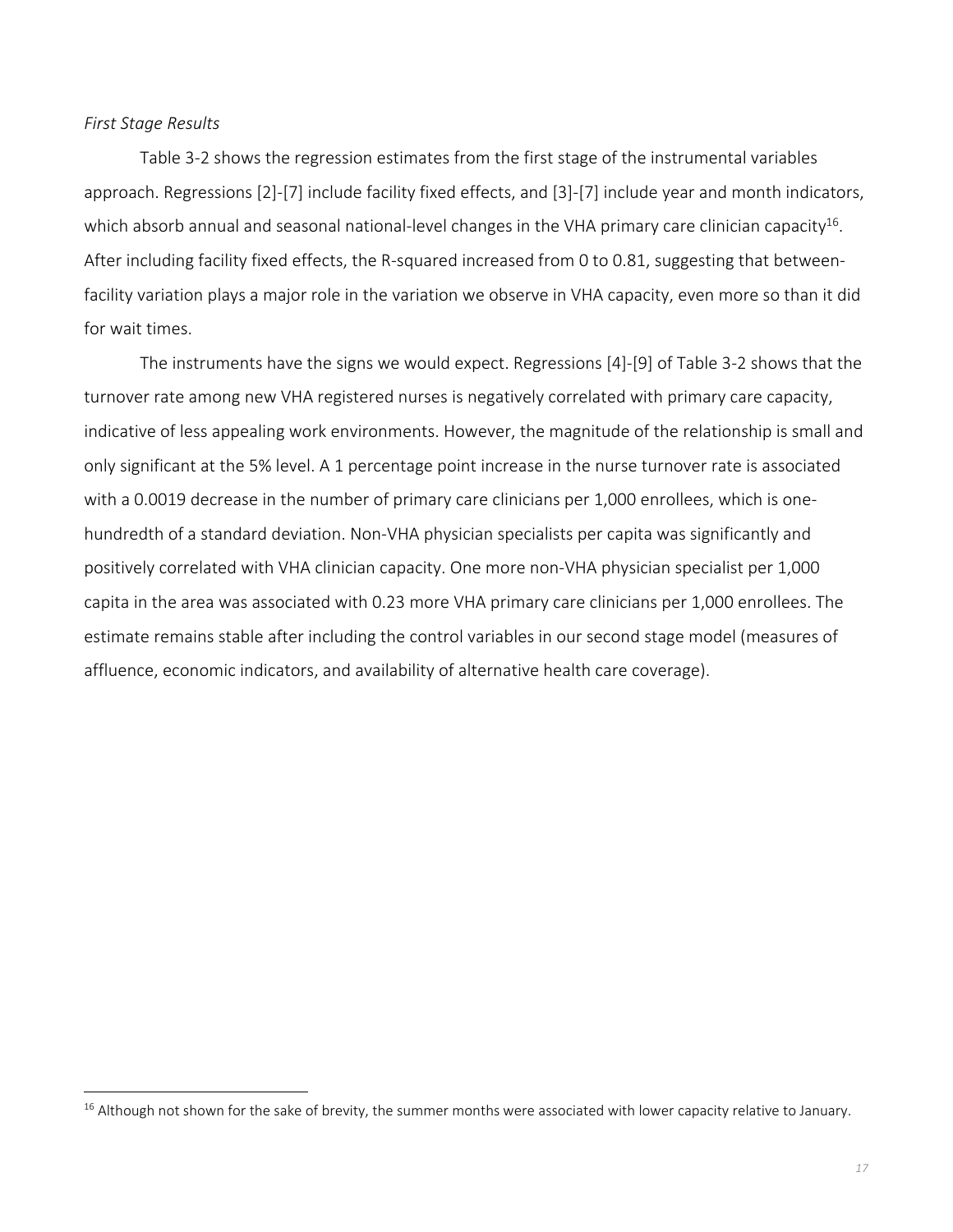*First Stage Results*

Table 3-2 shows the regression estimates from the first stage of the instrumental variables approach. Regressions [2]-[7] include facility fixed effects, and [3]-[7] include year and month indicators, which absorb annual and seasonal national-level changes in the VHA primary care clinician capacity[16]. After including facility fixed effects, the R-squared increased from 0 to 0.81, suggesting that between-facility variation plays a major role in the variation we observe in VHA capacity, even more so than it did for wait times.

The instruments have the signs we would expect. Regressions [4]-[9] of Table 3-2 shows that the turnover rate among new VHA registered nurses is negatively correlated with primary care capacity, indicative of less appealing work environments. However, the magnitude of the relationship is small and only significant at the 5% level. A 1 percentage point increase in the nurse turnover rate is associated with a 0.0019 decrease in the number of primary care clinicians per 1,000 enrollees, which is one-hundredth of a standard deviation. Non-VHA physician specialists per capita was significantly and positively correlated with VHA clinician capacity. One more non-VHA physician specialist per 1,000 capita in the area was associated with 0.23 more VHA primary care clinicians per 1,000 enrollees. The estimate remains stable after including the control variables in our second stage model (measures of affluence, economic indicators, and availability of alternative health care coverage).

---

[16] Although not shown for the sake of brevity, the summer months were associated with lower capacity relative to January.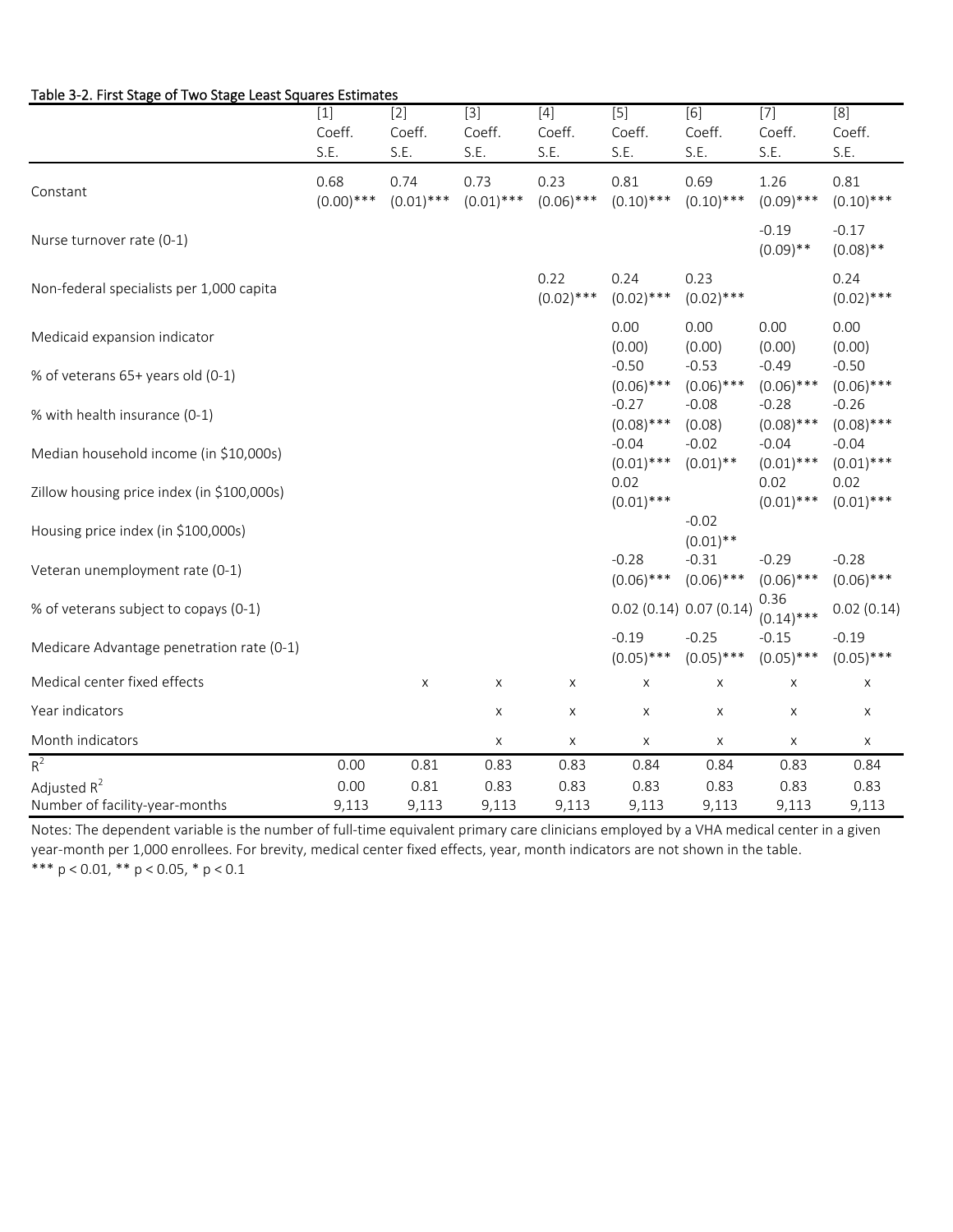Table 3-2. First Stage of Two Stage Least Squares Estimates

| | [1] Coeff. S.E. | [2] Coeff. S.E. | [3] Coeff. S.E. | [4] Coeff. S.E. | [5] Coeff. S.E. | [6] Coeff. S.E. | [7] Coeff. S.E. | [8] Coeff. S.E. |
|---|---|---|---|---|---|---|---|---|
| Constant | 0.68 (0.00)*** | 0.74 (0.01)*** | 0.73 (0.01)*** | 0.23 (0.06)*** | 0.81 (0.10)*** | 0.69 (0.10)*** | 1.26 (0.09)*** | 0.81 (0.10)*** |
| Nurse turnover rate (0-1) | | | | | | | -0.19 (0.09)** | -0.17 (0.08)** |
| Non-federal specialists per 1,000 capita | | | | 0.22 (0.02)*** | 0.24 (0.02)*** | 0.23 (0.02)*** | | 0.24 (0.02)*** |
| Medicaid expansion indicator | | | | | 0.00 (0.00) | 0.00 (0.00) | 0.00 (0.00) | 0.00 (0.00) |
| % of veterans 65+ years old (0-1) | | | | | -0.50 (0.06)*** | -0.53 (0.06)*** | -0.49 (0.06)*** | -0.50 (0.06)*** |
| % with health insurance (0-1) | | | | | -0.27 (0.08)*** | -0.08 (0.08) | -0.28 (0.08)*** | -0.26 (0.08)*** |
| Median household income (in $10,000s) | | | | | -0.04 (0.01)*** | -0.02 (0.01)** | -0.04 (0.01)*** | -0.04 (0.01)*** |
| Zillow housing price index (in $100,000s) | | | | | 0.02 (0.01)*** | | 0.02 (0.01)*** | 0.02 (0.01)*** |
| Housing price index (in $100,000s) | | | | | | -0.02 (0.01)** | | |
| Veteran unemployment rate (0-1) | | | | | -0.28 (0.06)*** | -0.31 (0.06)*** | -0.29 (0.06)*** | -0.28 (0.06)*** |
| % of veterans subject to copays (0-1) | | | | | 0.02 (0.14) | 0.07 (0.14) | 0.36 (0.14)*** | 0.02 (0.14) |
| Medicare Advantage penetration rate (0-1) | | | | | -0.19 (0.05)*** | -0.25 (0.05)*** | -0.15 (0.05)*** | -0.19 (0.05)*** |
| Medical center fixed effects | | x | x | x | x | x | x | x |
| Year indicators | | | x | x | x | x | x | x |
| Month indicators | | | x | x | x | x | x | x |
| $R^2$ | 0.00 | 0.81 | 0.83 | 0.83 | 0.84 | 0.84 | 0.83 | 0.84 |
| Adjusted $R^2$ | 0.00 | 0.81 | 0.83 | 0.83 | 0.83 | 0.83 | 0.83 | 0.83 |
| Number of facility-year-months | 9,113 | 9,113 | 9,113 | 9,113 | 9,113 | 9,113 | 9,113 | 9,113 |

Notes: The dependent variable is the number of full-time equivalent primary care clinicians employed by a VHA medical center in a given year-month per 1,000 enrollees. For brevity, medical center fixed effects, year, month indicators are not shown in the table.
*** $p < 0.01$, ** $p < 0.05$, * $p < 0.1$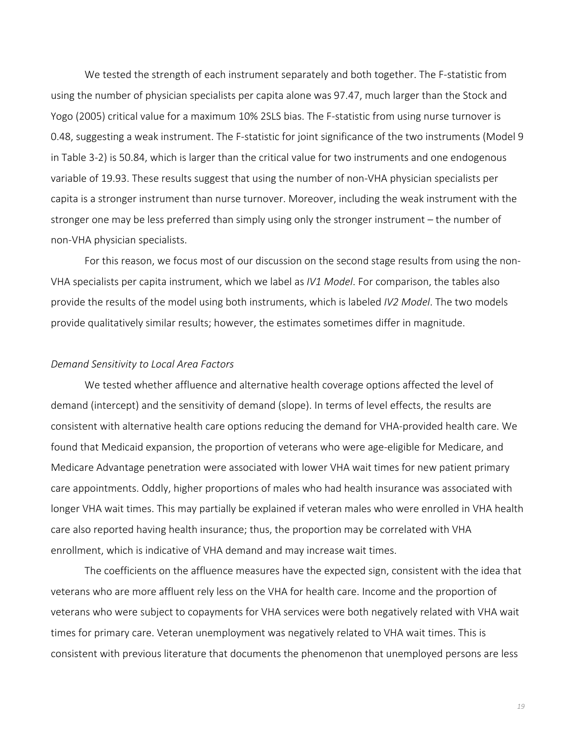We tested the strength of each instrument separately and both together. The F-statistic from using the number of physician specialists per capita alone was 97.47, much larger than the Stock and Yogo (2005) critical value for a maximum 10% 2SLS bias. The F-statistic from using nurse turnover is 0.48, suggesting a weak instrument. The F-statistic for joint significance of the two instruments (Model 9 in Table 3-2) is 50.84, which is larger than the critical value for two instruments and one endogenous variable of 19.93. These results suggest that using the number of non-VHA physician specialists per capita is a stronger instrument than nurse turnover. Moreover, including the weak instrument with the stronger one may be less preferred than simply using only the stronger instrument – the number of non-VHA physician specialists.

For this reason, we focus most of our discussion on the second stage results from using the non-VHA specialists per capita instrument, which we label as *IV1 Model*. For comparison, the tables also provide the results of the model using both instruments, which is labeled *IV2 Model*. The two models provide qualitatively similar results; however, the estimates sometimes differ in magnitude.

*Demand Sensitivity to Local Area Factors*

We tested whether affluence and alternative health coverage options affected the level of demand (intercept) and the sensitivity of demand (slope). In terms of level effects, the results are consistent with alternative health care options reducing the demand for VHA-provided health care. We found that Medicaid expansion, the proportion of veterans who were age-eligible for Medicare, and Medicare Advantage penetration were associated with lower VHA wait times for new patient primary care appointments. Oddly, higher proportions of males who had health insurance was associated with longer VHA wait times. This may partially be explained if veteran males who were enrolled in VHA health care also reported having health insurance; thus, the proportion may be correlated with VHA enrollment, which is indicative of VHA demand and may increase wait times.

The coefficients on the affluence measures have the expected sign, consistent with the idea that veterans who are more affluent rely less on the VHA for health care. Income and the proportion of veterans who were subject to copayments for VHA services were both negatively related with VHA wait times for primary care. Veteran unemployment was negatively related to VHA wait times. This is consistent with previous literature that documents the phenomenon that unemployed persons are less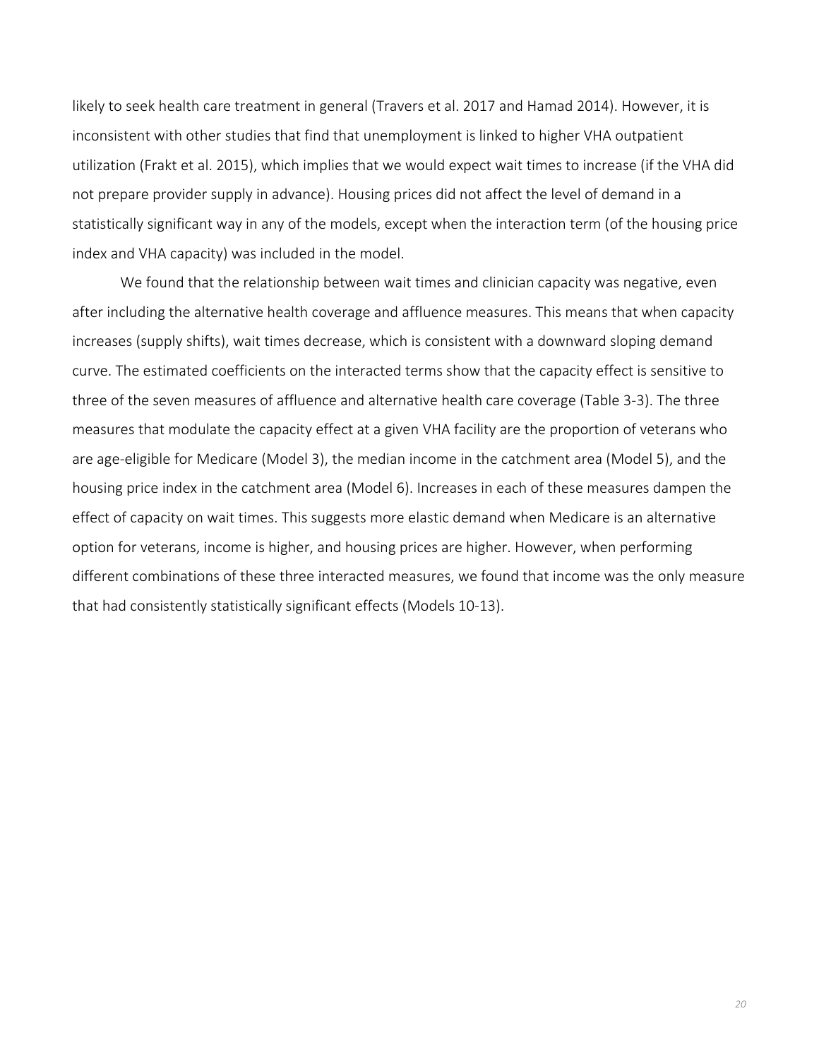likely to seek health care treatment in general (Travers et al. 2017 and Hamad 2014). However, it is inconsistent with other studies that find that unemployment is linked to higher VHA outpatient utilization (Frakt et al. 2015), which implies that we would expect wait times to increase (if the VHA did not prepare provider supply in advance). Housing prices did not affect the level of demand in a statistically significant way in any of the models, except when the interaction term (of the housing price index and VHA capacity) was included in the model.

We found that the relationship between wait times and clinician capacity was negative, even after including the alternative health coverage and affluence measures. This means that when capacity increases (supply shifts), wait times decrease, which is consistent with a downward sloping demand curve. The estimated coefficients on the interacted terms show that the capacity effect is sensitive to three of the seven measures of affluence and alternative health care coverage (Table 3-3). The three measures that modulate the capacity effect at a given VHA facility are the proportion of veterans who are age-eligible for Medicare (Model 3), the median income in the catchment area (Model 5), and the housing price index in the catchment area (Model 6). Increases in each of these measures dampen the effect of capacity on wait times. This suggests more elastic demand when Medicare is an alternative option for veterans, income is higher, and housing prices are higher. However, when performing different combinations of these three interacted measures, we found that income was the only measure that had consistently statistically significant effects (Models 10-13).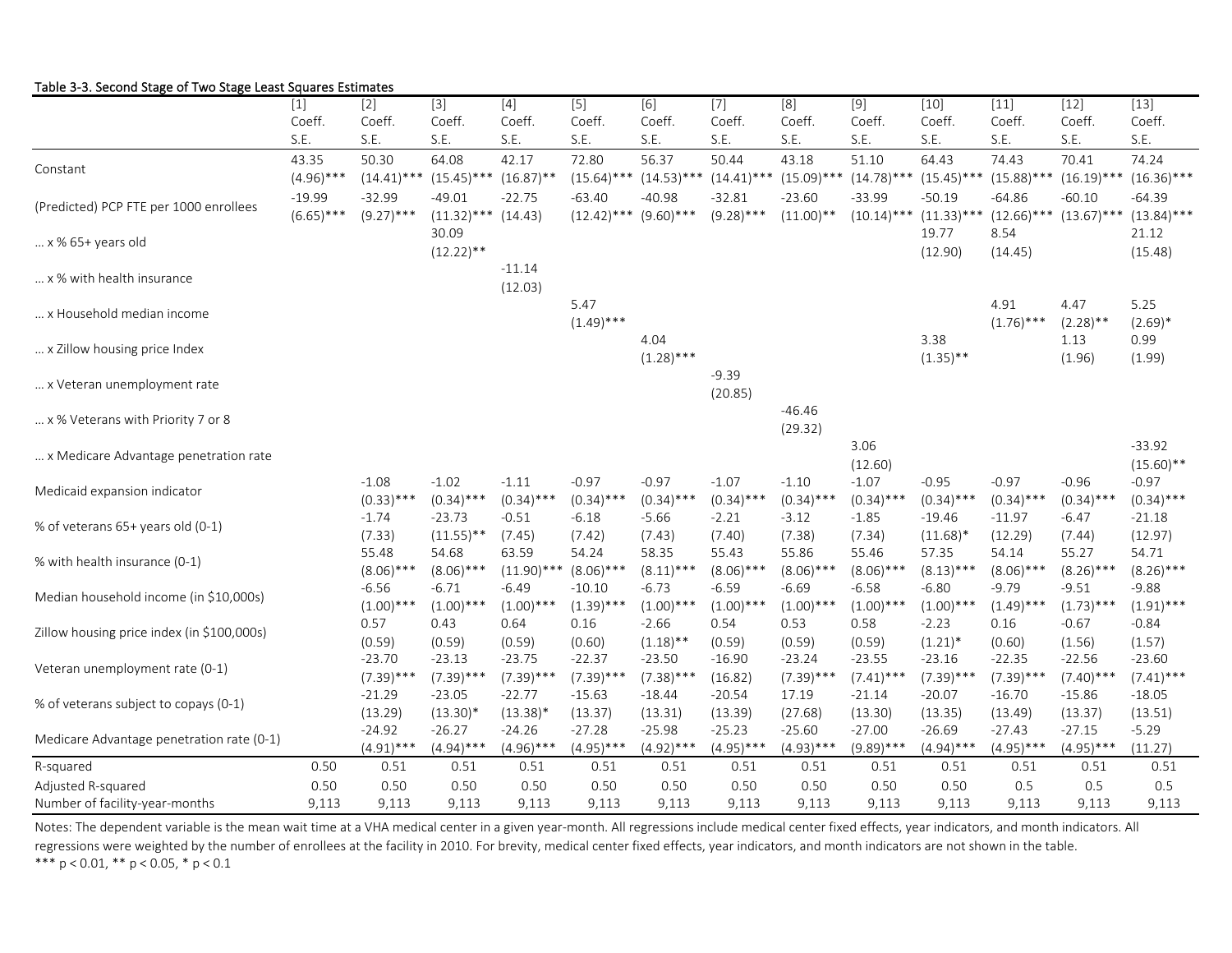Table 3-3. Second Stage of Two Stage Least Squares Estimates

| | [1] Coeff. S.E. | [2] Coeff. S.E. | [3] Coeff. S.E. | [4] Coeff. S.E. | [5] Coeff. S.E. | [6] Coeff. S.E. | [7] Coeff. S.E. | [8] Coeff. S.E. | [9] Coeff. S.E. | [10] Coeff. S.E. | [11] Coeff. S.E. | [12] Coeff. S.E. | [13] Coeff. S.E. |
|---|---|---|---|---|---|---|---|---|---|---|---|---|---|
| Constant | 43.35 (4.96)*** | 50.30 (14.41)*** | 64.08 (15.45)*** | 42.17 (16.87)** | 72.80 (15.64)*** | 56.37 (14.53)*** | 50.44 (14.41)*** | 43.18 (15.09)*** | 51.10 (14.78)*** | 64.43 (15.45)*** | 74.43 (15.88)*** | 70.41 (16.19)*** | 74.24 (16.36)*** |
| (Predicted) PCP FTE per 1000 enrollees | -19.99 (6.65)*** | -32.99 (9.27)*** | -49.01 (11.32)*** | -22.75 (14.43) | -63.40 (12.42)*** | -40.98 (9.60)*** | -32.81 (9.28)*** | -23.60 (11.00)** | -33.99 (10.14)*** | -50.19 (11.33)*** | -64.86 (12.66)*** | -60.10 (13.67)*** | -64.39 (13.84)*** |
| ... x % 65+ years old | | | 30.09 (12.22)** | | | | | | | 19.77 (12.90) | 8.54 (14.45) | | 21.12 (15.48) |
| ... x % with health insurance | | | | -11.14 (12.03) | | | | | | | | | |
| ... x Household median income | | | | | 5.47 (1.49)*** | | | | | | 4.91 (1.76)*** | 4.47 (2.28)** | 5.25 (2.69)* |
| ... x Zillow housing price Index | | | | | | 4.04 (1.28)*** | | | | 3.38 (1.35)** | | 1.13 (1.96) | 0.99 (1.99) |
| ... x Veteran unemployment rate | | | | | | | -9.39 (20.85) | | | | | | |
| ... x % Veterans with Priority 7 or 8 | | | | | | | | -46.46 (29.32) | | | | | |
| ... x Medicare Advantage penetration rate | | | | | | | | | 3.06 (12.60) | | | | -33.92 (15.60)** |
| Medicaid expansion indicator | | -1.08 (0.33)*** | -1.02 (0.34)*** | -1.11 (0.34)*** | -0.97 (0.34)*** | -0.97 (0.34)*** | -1.07 (0.34)*** | -1.10 (0.34)*** | -1.07 (0.34)*** | -0.95 (0.34)*** | -0.97 (0.34)*** | -0.96 (0.34)*** | -0.97 (0.34)*** |
| % of veterans 65+ years old (0-1) | | -1.74 (7.33) | -23.73 (11.55)** | -0.51 (7.45) | -6.18 (7.42) | -5.66 (7.43) | -2.21 (7.40) | -3.12 (7.38) | -1.85 (7.34) | -19.46 (11.68)* | -11.97 (12.29) | -6.47 (7.44) | -21.18 (12.97) |
| % with health insurance (0-1) | | 55.48 (8.06)*** | 54.68 (8.06)*** | 63.59 (11.90)*** | 54.24 (8.06)*** | 58.35 (8.11)*** | 55.43 (8.06)*** | 55.86 (8.06)*** | 55.46 (8.06)*** | 57.35 (8.13)*** | 54.14 (8.06)*** | 55.27 (8.26)*** | 54.71 (8.26)*** |
| Median household income (in $10,000s) | | -6.56 (1.00)*** | -6.71 (1.00)*** | -6.49 (1.00)*** | -10.10 (1.39)*** | -6.73 (1.00)*** | -6.59 (1.00)*** | -6.69 (1.00)*** | -6.58 (1.00)*** | -6.80 (1.00)*** | -9.79 (1.49)*** | -9.51 (1.73)*** | -9.88 (1.91)*** |
| Zillow housing price index (in $100,000s) | | 0.57 (0.59) | 0.43 (0.59) | 0.64 (0.59) | 0.16 (0.60) | -2.66 (1.18)** | 0.54 (0.59) | 0.53 (0.59) | 0.58 (0.59) | -2.23 (1.21)* | 0.16 (0.60) | -0.67 (1.56) | -0.84 (1.57) |
| Veteran unemployment rate (0-1) | | -23.70 (7.39)*** | -23.13 (7.39)*** | -23.75 (7.39)*** | -22.37 (7.39)*** | -23.50 (7.38)*** | -16.90 (16.82) | -23.24 (7.39)*** | -23.55 (7.41)*** | -23.16 (7.39)*** | -22.35 (7.39)*** | -22.56 (7.40)*** | -23.60 (7.41)*** |
| % of veterans subject to copays (0-1) | | -21.29 (13.29) | -23.05 (13.30)* | -22.77 (13.38)* | -15.63 (13.37) | -18.44 (13.31) | -20.54 (13.39) | 17.19 (27.68) | -21.14 (13.30) | -20.07 (13.35) | -16.70 (13.49) | -15.86 (13.37) | -18.05 (13.51) |
| Medicare Advantage penetration rate (0-1) | | -24.92 (4.91)*** | -26.27 (4.94)*** | -24.26 (4.96)*** | -27.28 (4.95)*** | -25.98 (4.92)*** | -25.23 (4.95)*** | -25.60 (4.93)*** | -27.00 (9.89)*** | -26.69 (4.94)*** | -27.43 (4.95)*** | -27.15 (4.95)*** | -5.29 (11.27) |
| R-squared | 0.50 | 0.51 | 0.51 | 0.51 | 0.51 | 0.51 | 0.51 | 0.51 | 0.51 | 0.51 | 0.51 | 0.51 | 0.51 |
| Adjusted R-squared | 0.50 | 0.50 | 0.50 | 0.50 | 0.50 | 0.50 | 0.50 | 0.50 | 0.50 | 0.50 | 0.5 | 0.5 | 0.5 |
| Number of facility-year-months | 9,113 | 9,113 | 9,113 | 9,113 | 9,113 | 9,113 | 9,113 | 9,113 | 9,113 | 9,113 | 9,113 | 9,113 | 9,113 |

Notes: The dependent variable is the mean wait time at a VHA medical center in a given year-month. All regressions include medical center fixed effects, year indicators, and month indicators. All regressions were weighted by the number of enrollees at the facility in 2010. For brevity, medical center fixed effects, year indicators, and month indicators are not shown in the table.
*** p < 0.01, ** p < 0.05, * p < 0.1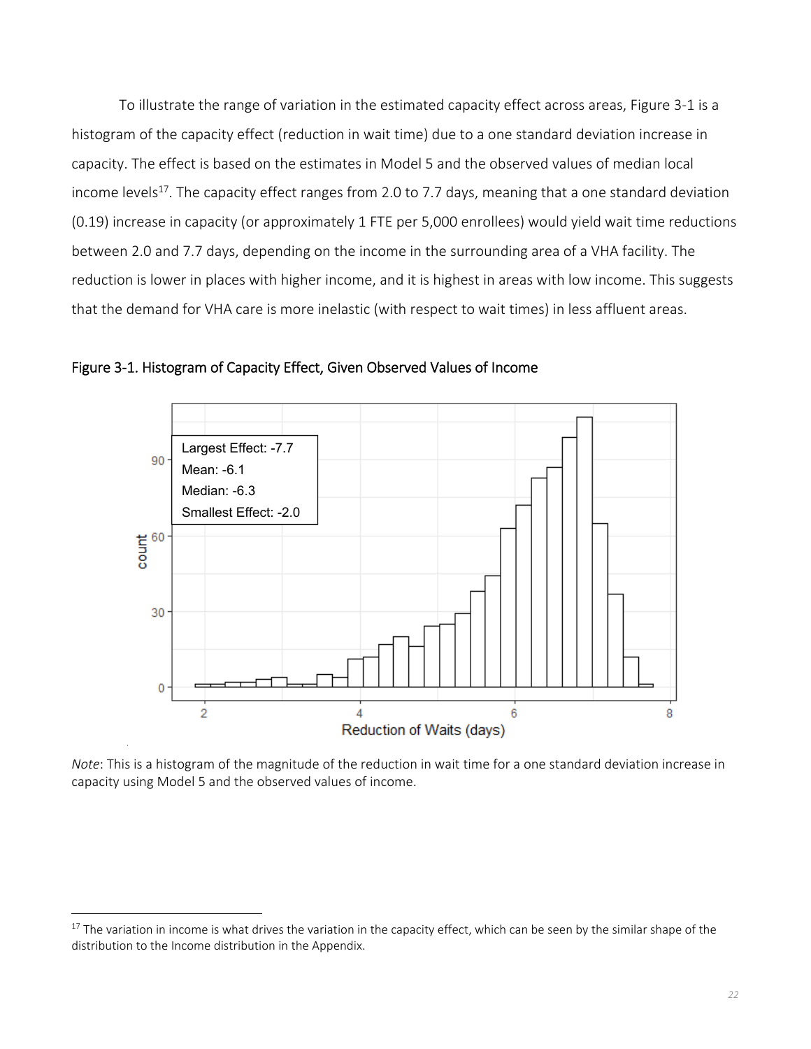To illustrate the range of variation in the estimated capacity effect across areas, Figure 3-1 is a histogram of the capacity effect (reduction in wait time) due to a one standard deviation increase in capacity. The effect is based on the estimates in Model 5 and the observed values of median local income levels[17]. The capacity effect ranges from 2.0 to 7.7 days, meaning that a one standard deviation (0.19) increase in capacity (or approximately 1 FTE per 5,000 enrollees) would yield wait time reductions between 2.0 and 7.7 days, depending on the income in the surrounding area of a VHA facility. The reduction is lower in places with higher income, and it is highest in areas with low income. This suggests that the demand for VHA care is more inelastic (with respect to wait times) in less affluent areas.

Figure 3-1. Histogram of Capacity Effect, Given Observed Values of Income

*Note*: This is a histogram of the magnitude of the reduction in wait time for a one standard deviation increase in capacity using Model 5 and the observed values of income.

[17] The variation in income is what drives the variation in the capacity effect, which can be seen by the similar shape of the distribution to the Income distribution in the Appendix.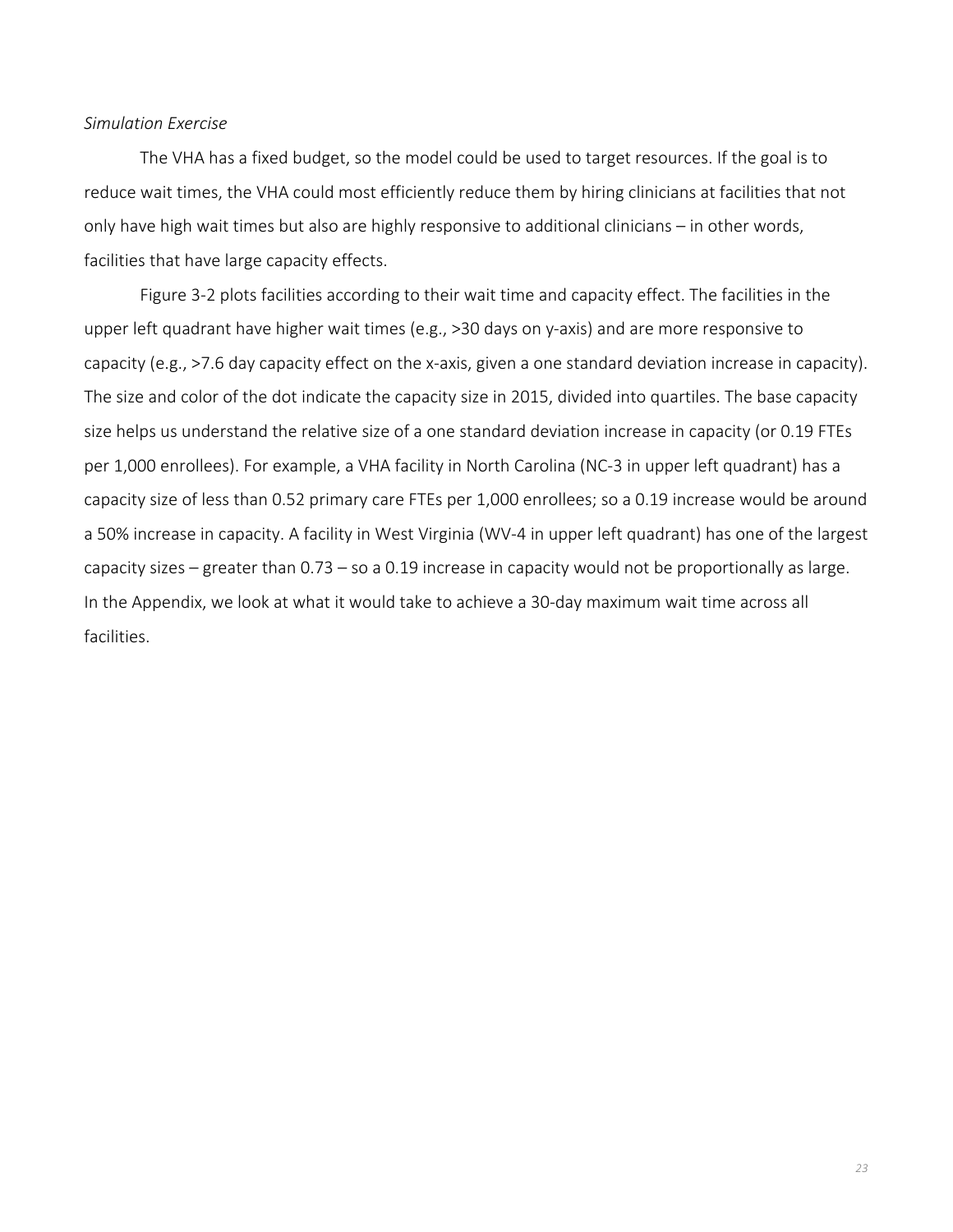*Simulation Exercise*

The VHA has a fixed budget, so the model could be used to target resources. If the goal is to reduce wait times, the VHA could most efficiently reduce them by hiring clinicians at facilities that not only have high wait times but also are highly responsive to additional clinicians – in other words, facilities that have large capacity effects.

Figure 3-2 plots facilities according to their wait time and capacity effect. The facilities in the upper left quadrant have higher wait times (e.g., >30 days on y-axis) and are more responsive to capacity (e.g., >7.6 day capacity effect on the x-axis, given a one standard deviation increase in capacity). The size and color of the dot indicate the capacity size in 2015, divided into quartiles. The base capacity size helps us understand the relative size of a one standard deviation increase in capacity (or 0.19 FTEs per 1,000 enrollees). For example, a VHA facility in North Carolina (NC-3 in upper left quadrant) has a capacity size of less than 0.52 primary care FTEs per 1,000 enrollees; so a 0.19 increase would be around a 50% increase in capacity. A facility in West Virginia (WV-4 in upper left quadrant) has one of the largest capacity sizes – greater than 0.73 – so a 0.19 increase in capacity would not be proportionally as large. In the Appendix, we look at what it would take to achieve a 30-day maximum wait time across all facilities.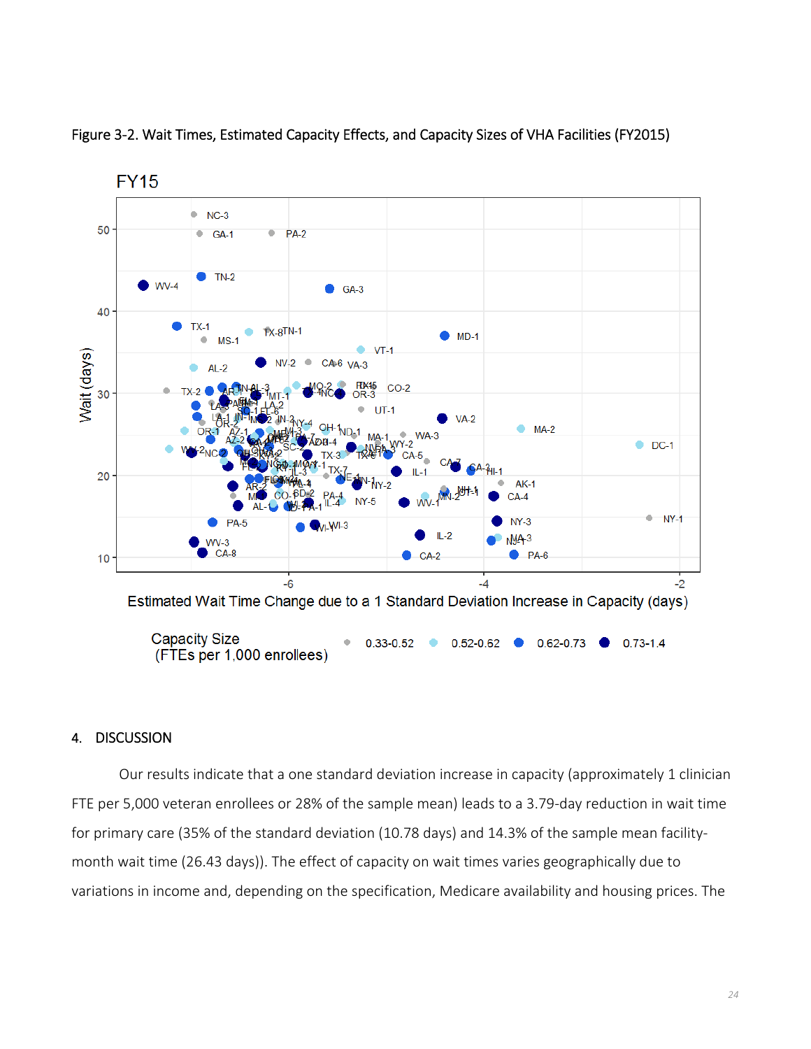Figure 3-2. Wait Times, Estimated Capacity Effects, and Capacity Sizes of VHA Facilities (FY2015)

## 4. DISCUSSION

Our results indicate that a one standard deviation increase in capacity (approximately 1 clinician FTE per 5,000 veteran enrollees or 28% of the sample mean) leads to a 3.79-day reduction in wait time for primary care (35% of the standard deviation (10.78 days) and 14.3% of the sample mean facility-month wait time (26.43 days)). The effect of capacity on wait times varies geographically due to variations in income and, depending on the specification, Medicare availability and housing prices. The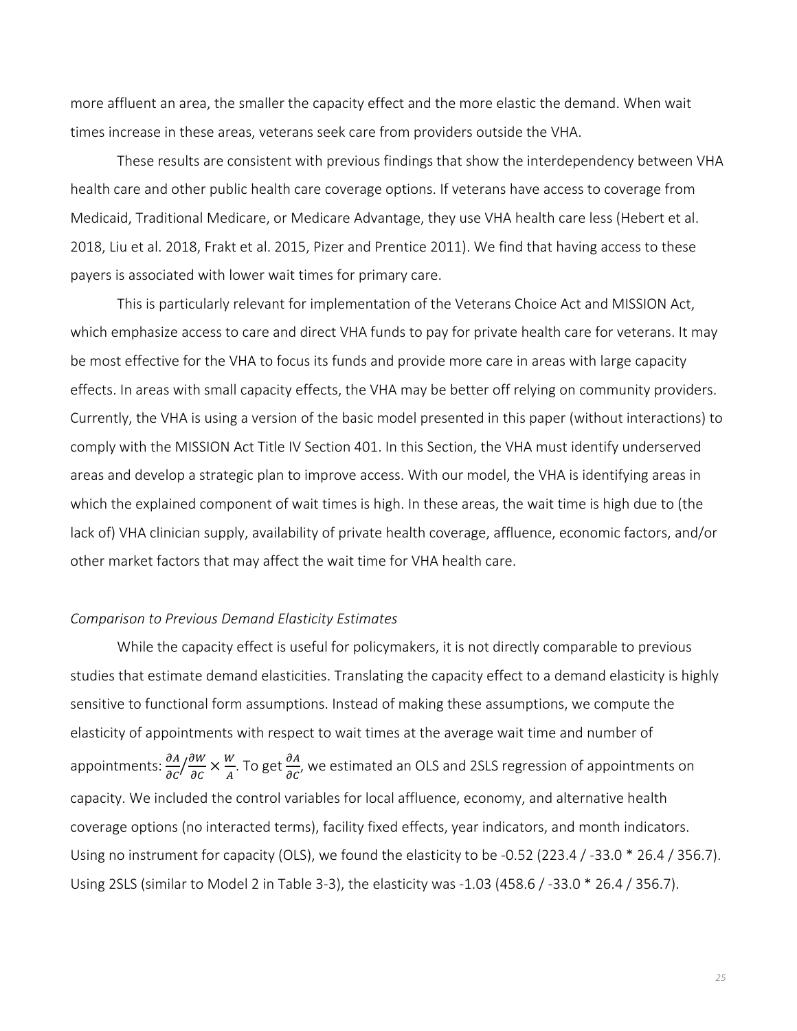more affluent an area, the smaller the capacity effect and the more elastic the demand. When wait times increase in these areas, veterans seek care from providers outside the VHA.

These results are consistent with previous findings that show the interdependency between VHA health care and other public health care coverage options. If veterans have access to coverage from Medicaid, Traditional Medicare, or Medicare Advantage, they use VHA health care less (Hebert et al. 2018, Liu et al. 2018, Frakt et al. 2015, Pizer and Prentice 2011). We find that having access to these payers is associated with lower wait times for primary care.

This is particularly relevant for implementation of the Veterans Choice Act and MISSION Act, which emphasize access to care and direct VHA funds to pay for private health care for veterans. It may be most effective for the VHA to focus its funds and provide more care in areas with large capacity effects. In areas with small capacity effects, the VHA may be better off relying on community providers. Currently, the VHA is using a version of the basic model presented in this paper (without interactions) to comply with the MISSION Act Title IV Section 401. In this Section, the VHA must identify underserved areas and develop a strategic plan to improve access. With our model, the VHA is identifying areas in which the explained component of wait times is high. In these areas, the wait time is high due to (the lack of) VHA clinician supply, availability of private health coverage, affluence, economic factors, and/or other market factors that may affect the wait time for VHA health care.

*Comparison to Previous Demand Elasticity Estimates*

While the capacity effect is useful for policymakers, it is not directly comparable to previous studies that estimate demand elasticities. Translating the capacity effect to a demand elasticity is highly sensitive to functional form assumptions. Instead of making these assumptions, we compute the elasticity of appointments with respect to wait times at the average wait time and number of appointments: $\frac{\partial A}{\partial C} / \frac{\partial W}{\partial C} \times \frac{W}{A}$. To get $\frac{\partial A}{\partial C}$, we estimated an OLS and 2SLS regression of appointments on capacity. We included the control variables for local affluence, economy, and alternative health coverage options (no interacted terms), facility fixed effects, year indicators, and month indicators. Using no instrument for capacity (OLS), we found the elasticity to be -0.52 (223.4 / -33.0 * 26.4 / 356.7). Using 2SLS (similar to Model 2 in Table 3-3), the elasticity was -1.03 (458.6 / -33.0 * 26.4 / 356.7).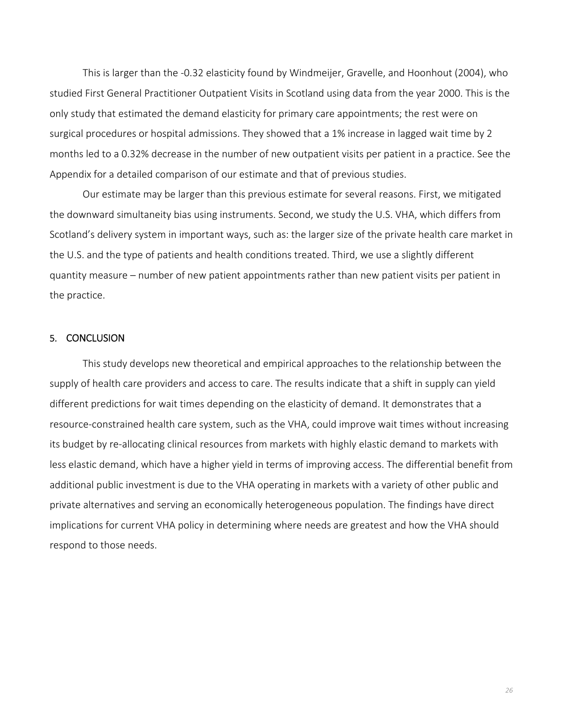This is larger than the -0.32 elasticity found by Windmeijer, Gravelle, and Hoonhout (2004), who studied First General Practitioner Outpatient Visits in Scotland using data from the year 2000. This is the only study that estimated the demand elasticity for primary care appointments; the rest were on surgical procedures or hospital admissions. They showed that a 1% increase in lagged wait time by 2 months led to a 0.32% decrease in the number of new outpatient visits per patient in a practice. See the Appendix for a detailed comparison of our estimate and that of previous studies.

Our estimate may be larger than this previous estimate for several reasons. First, we mitigated the downward simultaneity bias using instruments. Second, we study the U.S. VHA, which differs from Scotland's delivery system in important ways, such as: the larger size of the private health care market in the U.S. and the type of patients and health conditions treated. Third, we use a slightly different quantity measure – number of new patient appointments rather than new patient visits per patient in the practice.

## 5. CONCLUSION

This study develops new theoretical and empirical approaches to the relationship between the supply of health care providers and access to care. The results indicate that a shift in supply can yield different predictions for wait times depending on the elasticity of demand. It demonstrates that a resource-constrained health care system, such as the VHA, could improve wait times without increasing its budget by re-allocating clinical resources from markets with highly elastic demand to markets with less elastic demand, which have a higher yield in terms of improving access. The differential benefit from additional public investment is due to the VHA operating in markets with a variety of other public and private alternatives and serving an economically heterogeneous population. The findings have direct implications for current VHA policy in determining where needs are greatest and how the VHA should respond to those needs.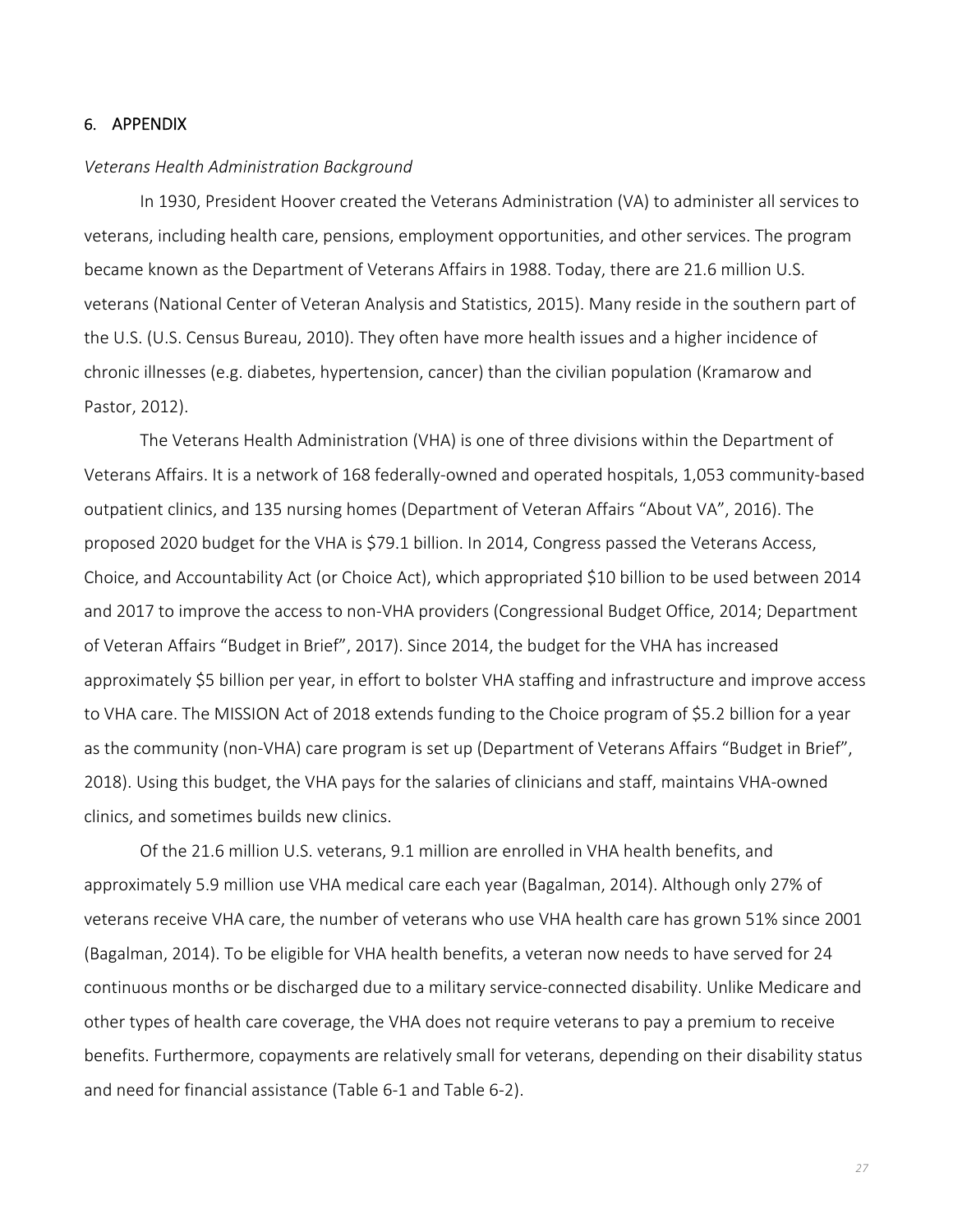## 6. APPENDIX

*Veterans Health Administration Background*

In 1930, President Hoover created the Veterans Administration (VA) to administer all services to veterans, including health care, pensions, employment opportunities, and other services. The program became known as the Department of Veterans Affairs in 1988. Today, there are 21.6 million U.S. veterans (National Center of Veteran Analysis and Statistics, 2015). Many reside in the southern part of the U.S. (U.S. Census Bureau, 2010). They often have more health issues and a higher incidence of chronic illnesses (e.g. diabetes, hypertension, cancer) than the civilian population (Kramarow and Pastor, 2012).

The Veterans Health Administration (VHA) is one of three divisions within the Department of Veterans Affairs. It is a network of 168 federally-owned and operated hospitals, 1,053 community-based outpatient clinics, and 135 nursing homes (Department of Veteran Affairs "About VA", 2016). The proposed 2020 budget for the VHA is $79.1 billion. In 2014, Congress passed the Veterans Access, Choice, and Accountability Act (or Choice Act), which appropriated $10 billion to be used between 2014 and 2017 to improve the access to non-VHA providers (Congressional Budget Office, 2014; Department of Veteran Affairs "Budget in Brief", 2017). Since 2014, the budget for the VHA has increased approximately $5 billion per year, in effort to bolster VHA staffing and infrastructure and improve access to VHA care. The MISSION Act of 2018 extends funding to the Choice program of $5.2 billion for a year as the community (non-VHA) care program is set up (Department of Veterans Affairs "Budget in Brief", 2018). Using this budget, the VHA pays for the salaries of clinicians and staff, maintains VHA-owned clinics, and sometimes builds new clinics.

Of the 21.6 million U.S. veterans, 9.1 million are enrolled in VHA health benefits, and approximately 5.9 million use VHA medical care each year (Bagalman, 2014). Although only 27% of veterans receive VHA care, the number of veterans who use VHA health care has grown 51% since 2001 (Bagalman, 2014). To be eligible for VHA health benefits, a veteran now needs to have served for 24 continuous months or be discharged due to a military service-connected disability. Unlike Medicare and other types of health care coverage, the VHA does not require veterans to pay a premium to receive benefits. Furthermore, copayments are relatively small for veterans, depending on their disability status and need for financial assistance (Table 6-1 and Table 6-2).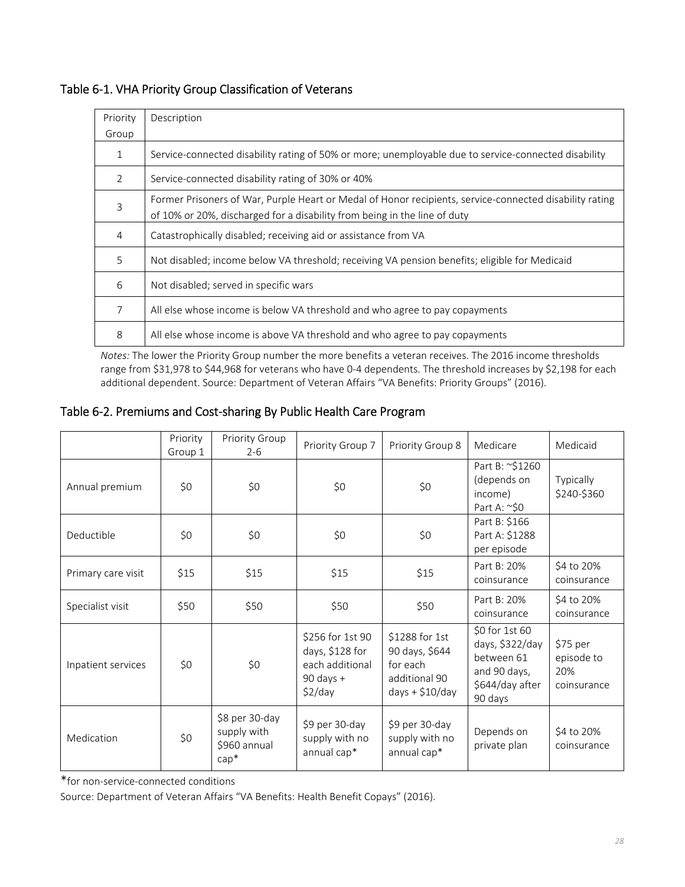### Table 6-1. VHA Priority Group Classification of Veterans

| Priority Group | Description |
|---|---|
| 1 | Service-connected disability rating of 50% or more; unemployable due to service-connected disability |
| 2 | Service-connected disability rating of 30% or 40% |
| 3 | Former Prisoners of War, Purple Heart or Medal of Honor recipients, service-connected disability rating of 10% or 20%, discharged for a disability from being in the line of duty |
| 4 | Catastrophically disabled; receiving aid or assistance from VA |
| 5 | Not disabled; income below VA threshold; receiving VA pension benefits; eligible for Medicaid |
| 6 | Not disabled; served in specific wars |
| 7 | All else whose income is below VA threshold and who agree to pay copayments |
| 8 | All else whose income is above VA threshold and who agree to pay copayments |

*Notes:* The lower the Priority Group number the more benefits a veteran receives. The 2016 income thresholds range from $31,978 to $44,968 for veterans who have 0-4 dependents. The threshold increases by $2,198 for each additional dependent. Source: Department of Veteran Affairs "VA Benefits: Priority Groups" (2016).

### Table 6-2. Premiums and Cost-sharing By Public Health Care Program

| | Priority Group 1 | Priority Group 2-6 | Priority Group 7 | Priority Group 8 | Medicare | Medicaid |
|---|---|---|---|---|---|---|
| Annual premium | $0 | $0 | $0 | $0 | Part B: ~$1260 (depends on income) Part A: ~$0 | Typically $240-$360 |
| Deductible | $0 | $0 | $0 | $0 | Part B: $166 Part A: $1288 per episode | |
| Primary care visit | $15 | $15 | $15 | $15 | Part B: 20% coinsurance | $4 to 20% coinsurance |
| Specialist visit | $50 | $50 | $50 | $50 | Part B: 20% coinsurance | $4 to 20% coinsurance |
| Inpatient services | $0 | $0 | $256 for 1st 90 days, $128 for each additional 90 days + $2/day | $1288 for 1st 90 days, $644 for each additional 90 days + $10/day | $0 for 1st 60 days, $322/day between 61 and 90 days, $644/day after 90 days | $75 per episode to 20% coinsurance |
| Medication | $0 | $8 per 30-day supply with $960 annual cap* | $9 per 30-day supply with no annual cap* | $9 per 30-day supply with no annual cap* | Depends on private plan | $4 to 20% coinsurance |

*for non-service-connected conditions

Source: Department of Veteran Affairs "VA Benefits: Health Benefit Copays" (2016).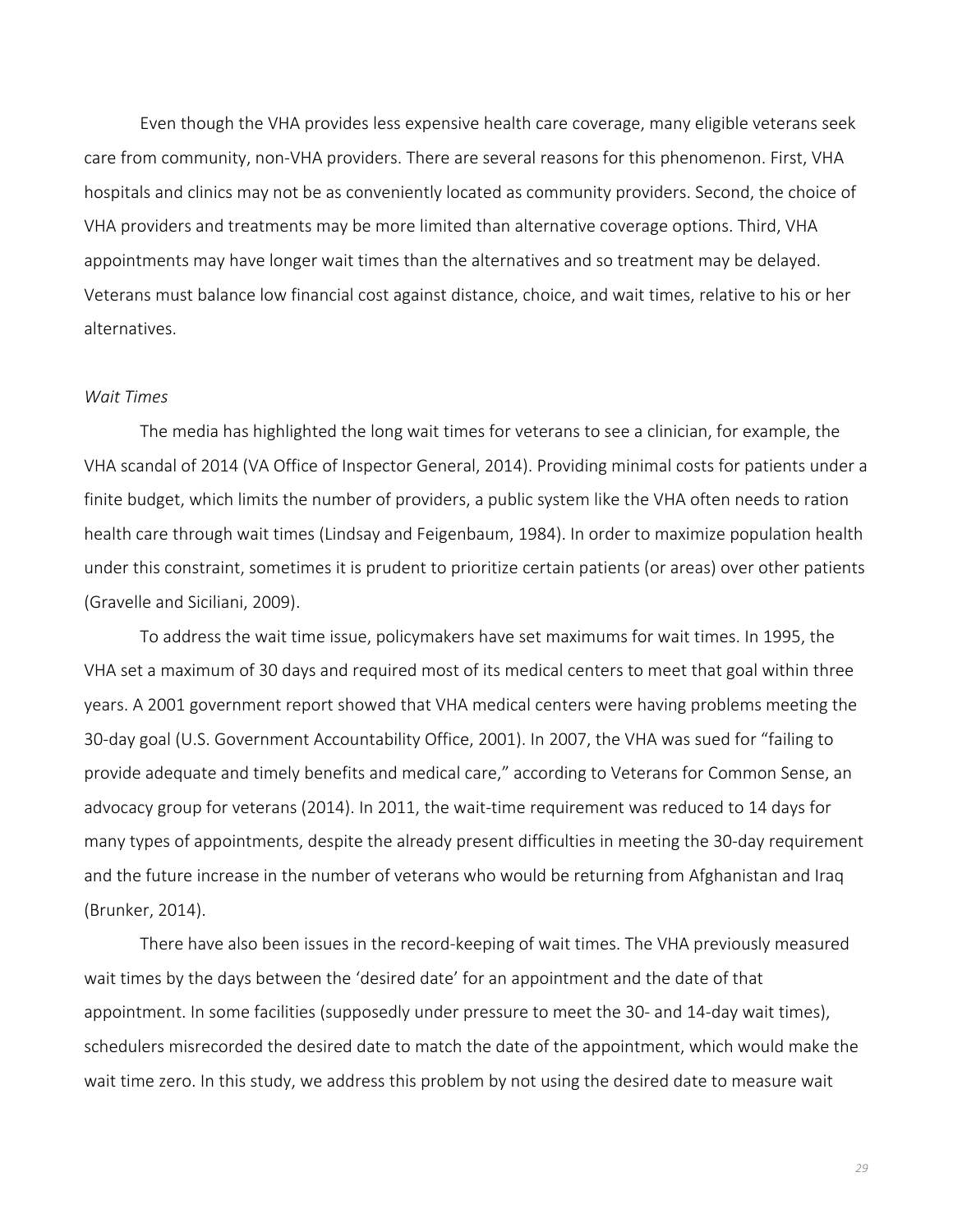Even though the VHA provides less expensive health care coverage, many eligible veterans seek care from community, non-VHA providers. There are several reasons for this phenomenon. First, VHA hospitals and clinics may not be as conveniently located as community providers. Second, the choice of VHA providers and treatments may be more limited than alternative coverage options. Third, VHA appointments may have longer wait times than the alternatives and so treatment may be delayed. Veterans must balance low financial cost against distance, choice, and wait times, relative to his or her alternatives.

*Wait Times*

The media has highlighted the long wait times for veterans to see a clinician, for example, the VHA scandal of 2014 (VA Office of Inspector General, 2014). Providing minimal costs for patients under a finite budget, which limits the number of providers, a public system like the VHA often needs to ration health care through wait times (Lindsay and Feigenbaum, 1984). In order to maximize population health under this constraint, sometimes it is prudent to prioritize certain patients (or areas) over other patients (Gravelle and Siciliani, 2009).

To address the wait time issue, policymakers have set maximums for wait times. In 1995, the VHA set a maximum of 30 days and required most of its medical centers to meet that goal within three years. A 2001 government report showed that VHA medical centers were having problems meeting the 30-day goal (U.S. Government Accountability Office, 2001). In 2007, the VHA was sued for "failing to provide adequate and timely benefits and medical care," according to Veterans for Common Sense, an advocacy group for veterans (2014). In 2011, the wait-time requirement was reduced to 14 days for many types of appointments, despite the already present difficulties in meeting the 30-day requirement and the future increase in the number of veterans who would be returning from Afghanistan and Iraq (Brunker, 2014).

There have also been issues in the record-keeping of wait times. The VHA previously measured wait times by the days between the 'desired date' for an appointment and the date of that appointment. In some facilities (supposedly under pressure to meet the 30- and 14-day wait times), schedulers misrecorded the desired date to match the date of the appointment, which would make the wait time zero. In this study, we address this problem by not using the desired date to measure wait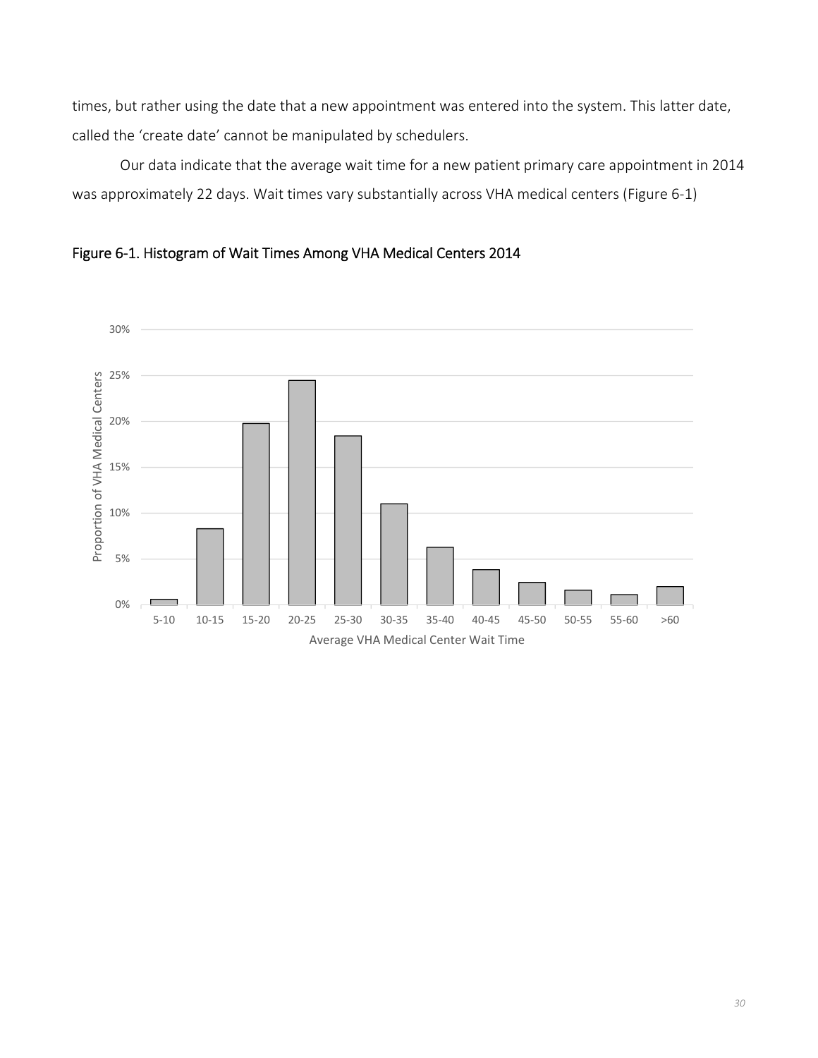times, but rather using the date that a new appointment was entered into the system. This latter date, called the 'create date' cannot be manipulated by schedulers.

Our data indicate that the average wait time for a new patient primary care appointment in 2014 was approximately 22 days. Wait times vary substantially across VHA medical centers (Figure 6-1)

Figure 6-1. Histogram of Wait Times Among VHA Medical Centers 2014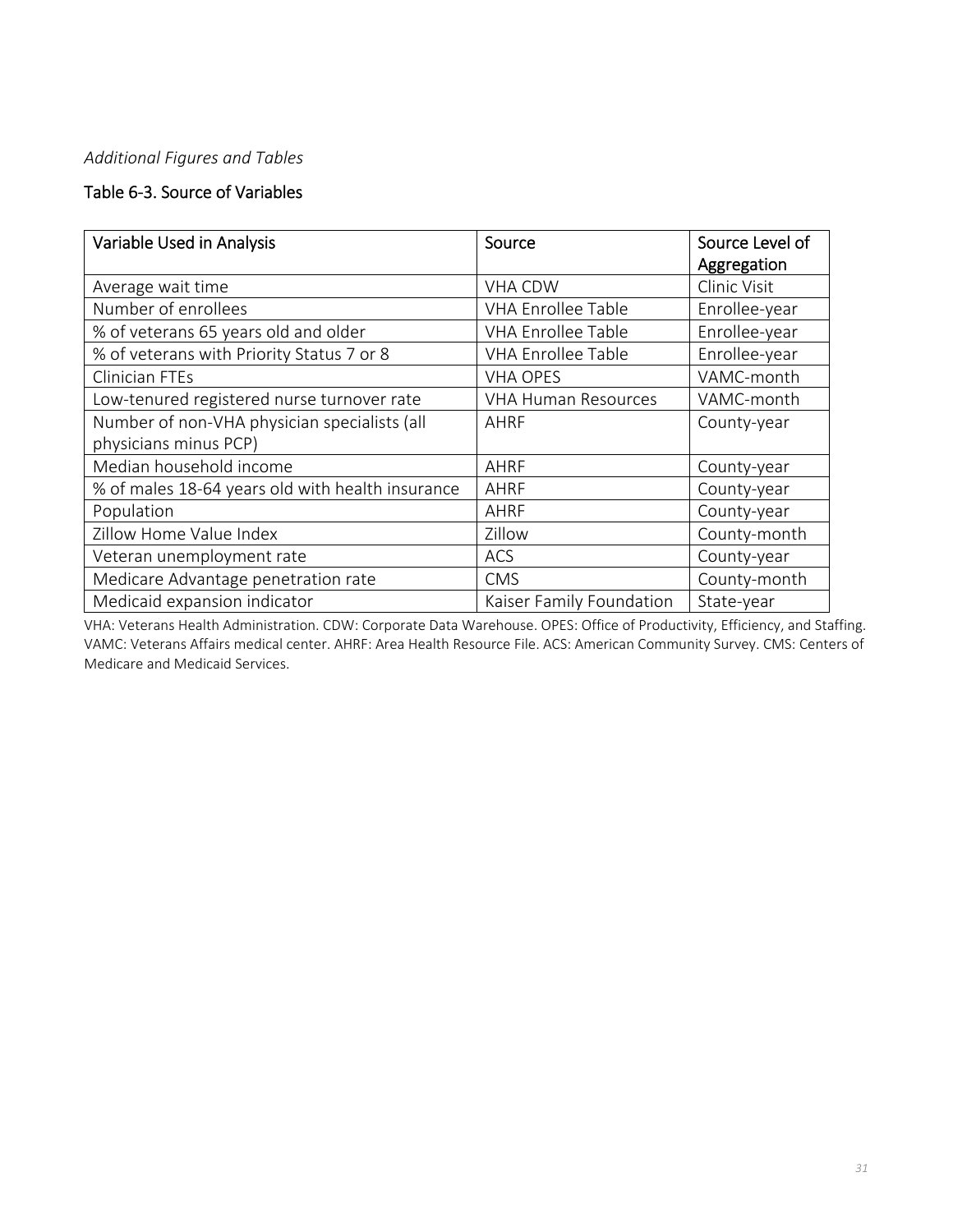*Additional Figures and Tables*

## Table 6-3. Source of Variables

| Variable Used in Analysis | Source | Source Level of Aggregation |
|---|---|---|
| Average wait time | VHA CDW | Clinic Visit |
| Number of enrollees | VHA Enrollee Table | Enrollee-year |
| % of veterans 65 years old and older | VHA Enrollee Table | Enrollee-year |
| % of veterans with Priority Status 7 or 8 | VHA Enrollee Table | Enrollee-year |
| Clinician FTEs | VHA OPES | VAMC-month |
| Low-tenured registered nurse turnover rate | VHA Human Resources | VAMC-month |
| Number of non-VHA physician specialists (all physicians minus PCP) | AHRF | County-year |
| Median household income | AHRF | County-year |
| % of males 18-64 years old with health insurance | AHRF | County-year |
| Population | AHRF | County-year |
| Zillow Home Value Index | Zillow | County-month |
| Veteran unemployment rate | ACS | County-year |
| Medicare Advantage penetration rate | CMS | County-month |
| Medicaid expansion indicator | Kaiser Family Foundation | State-year |

VHA: Veterans Health Administration. CDW: Corporate Data Warehouse. OPES: Office of Productivity, Efficiency, and Staffing. VAMC: Veterans Affairs medical center. AHRF: Area Health Resource File. ACS: American Community Survey. CMS: Centers of Medicare and Medicaid Services.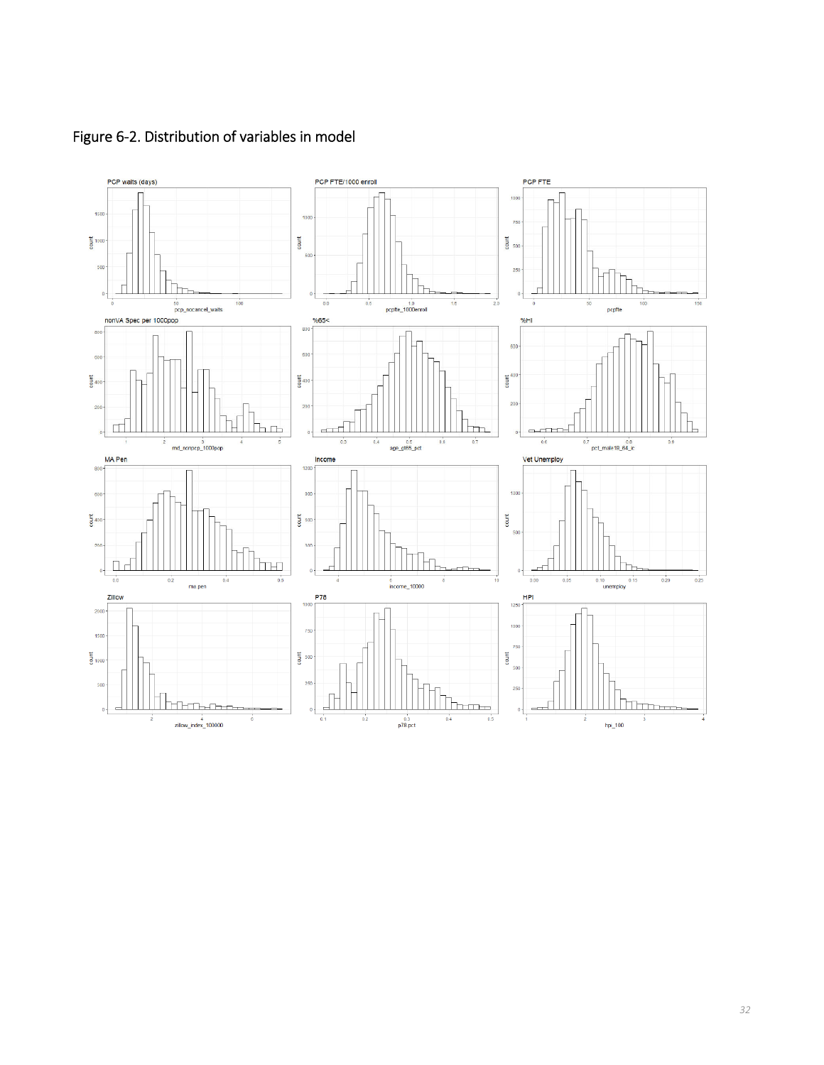Figure 6-2. Distribution of variables in model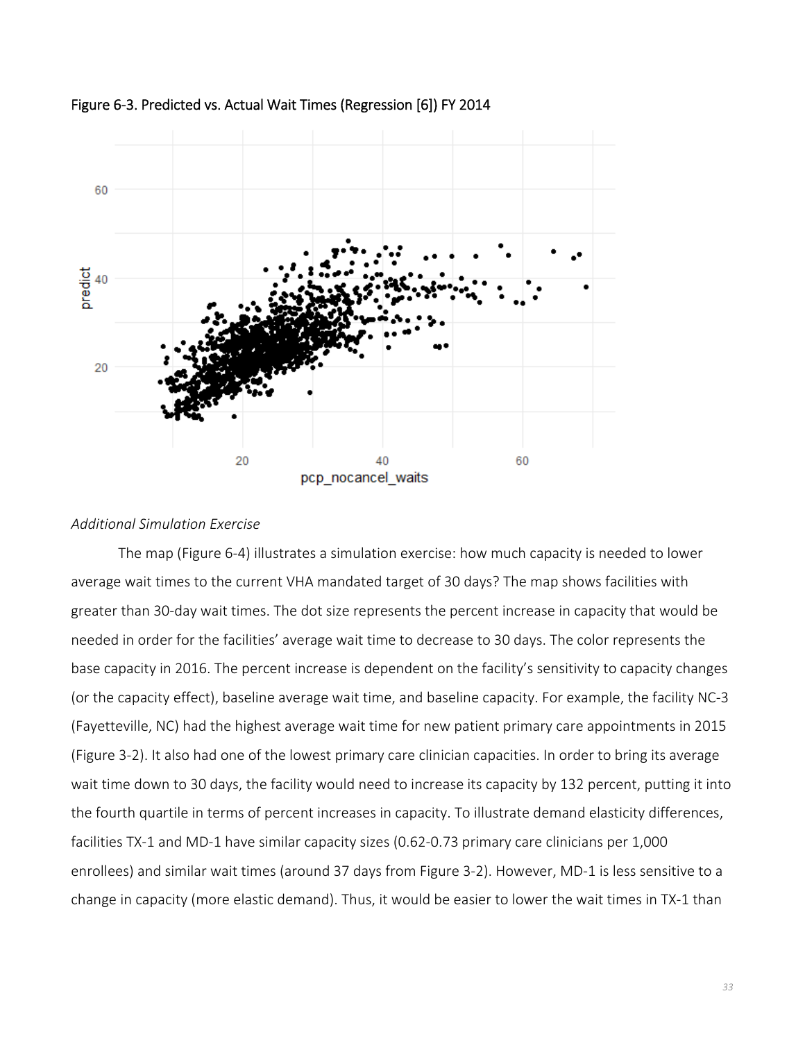Figure 6-3. Predicted vs. Actual Wait Times (Regression [6]) FY 2014

*Additional Simulation Exercise*

The map (Figure 6-4) illustrates a simulation exercise: how much capacity is needed to lower average wait times to the current VHA mandated target of 30 days? The map shows facilities with greater than 30-day wait times. The dot size represents the percent increase in capacity that would be needed in order for the facilities' average wait time to decrease to 30 days. The color represents the base capacity in 2016. The percent increase is dependent on the facility's sensitivity to capacity changes (or the capacity effect), baseline average wait time, and baseline capacity. For example, the facility NC-3 (Fayetteville, NC) had the highest average wait time for new patient primary care appointments in 2015 (Figure 3-2). It also had one of the lowest primary care clinician capacities. In order to bring its average wait time down to 30 days, the facility would need to increase its capacity by 132 percent, putting it into the fourth quartile in terms of percent increases in capacity. To illustrate demand elasticity differences, facilities TX-1 and MD-1 have similar capacity sizes (0.62-0.73 primary care clinicians per 1,000 enrollees) and similar wait times (around 37 days from Figure 3-2). However, MD-1 is less sensitive to a change in capacity (more elastic demand). Thus, it would be easier to lower the wait times in TX-1 than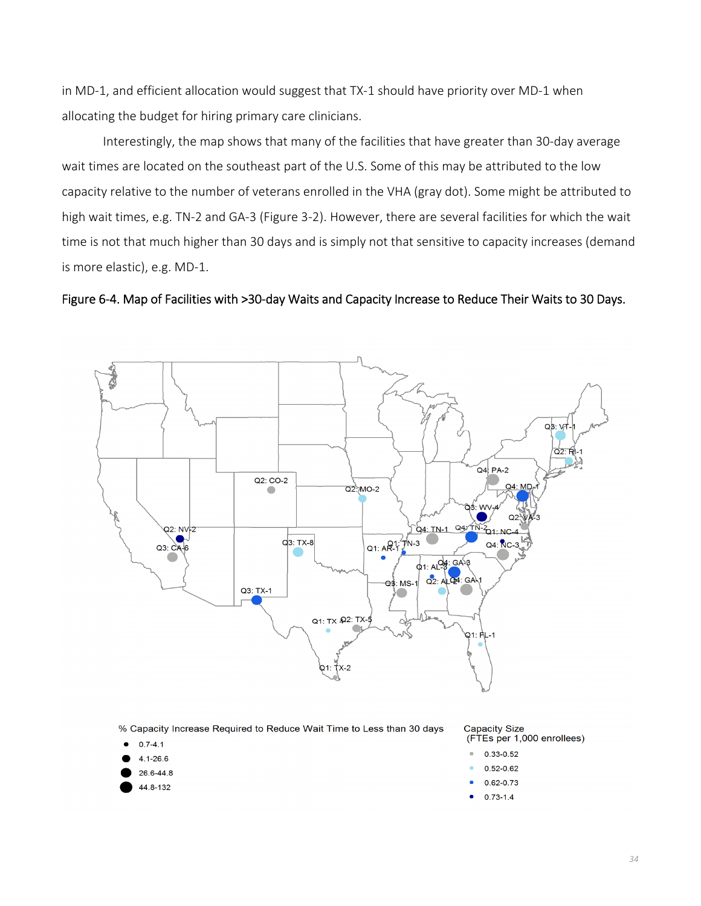in MD-1, and efficient allocation would suggest that TX-1 should have priority over MD-1 when allocating the budget for hiring primary care clinicians.

Interestingly, the map shows that many of the facilities that have greater than 30-day average wait times are located on the southeast part of the U.S. Some of this may be attributed to the low capacity relative to the number of veterans enrolled in the VHA (gray dot). Some might be attributed to high wait times, e.g. TN-2 and GA-3 (Figure 3-2). However, there are several facilities for which the wait time is not that much higher than 30 days and is simply not that sensitive to capacity increases (demand is more elastic), e.g. MD-1.

Figure 6-4. Map of Facilities with >30-day Waits and Capacity Increase to Reduce Their Waits to 30 Days.

Q3: VT-1
Q2: RI-1
Q4: PA-2
Q4: MD-1
Q2: CO-2
Q2: MO-2
Q3: WV-4
Q2: VA-3
Q2: NV-2
Q4: TN-1
Q4: TN-2
Q1: NC-4
Q3: CA-6
Q3: TX-8
Q1: AR-1
Q1: TN-3
Q4: NC-3
Q1: AL-3
Q4: GA-3
Q3: MS-1
Q2: AL-2
Q4: GA-1
Q3: TX-1
Q1: TX-4
Q2: TX-5
Q1: FL-1
Q1: TX-2

% Capacity Increase Required to Reduce Wait Time to Less than 30 days
- 0.7-4.1
- 4.1-26.6
- 26.6-44.8
- 44.8-132

Capacity Size (FTEs per 1,000 enrollees)
- 0.33-0.52
- 0.52-0.62
- 0.62-0.73
- 0.73-1.4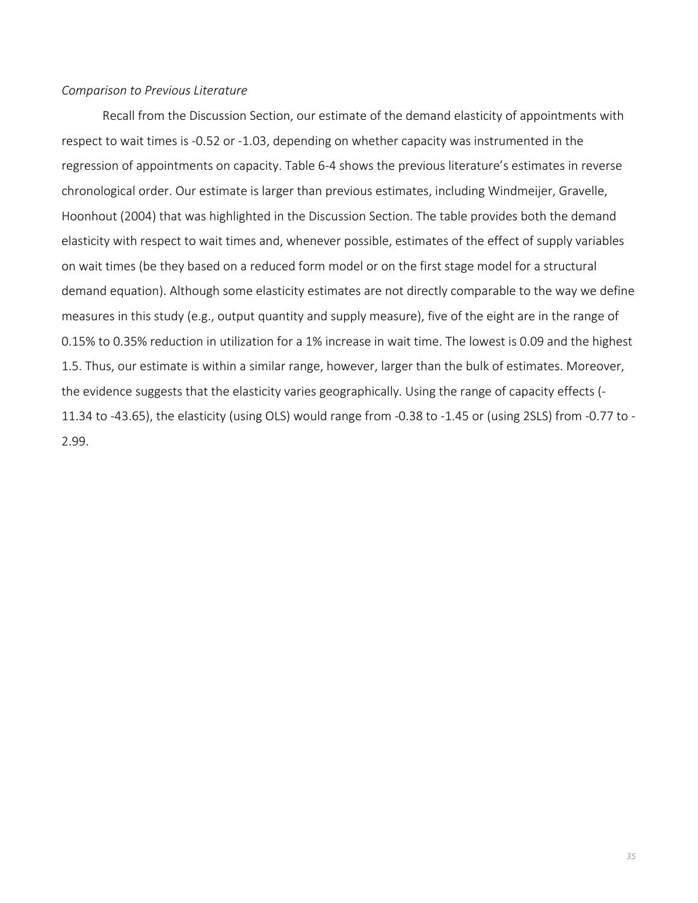*Comparison to Previous Literature*

Recall from the Discussion Section, our estimate of the demand elasticity of appointments with respect to wait times is -0.52 or -1.03, depending on whether capacity was instrumented in the regression of appointments on capacity. Table 6-4 shows the previous literature's estimates in reverse chronological order. Our estimate is larger than previous estimates, including Windmeijer, Gravelle, Hoonhout (2004) that was highlighted in the Discussion Section. The table provides both the demand elasticity with respect to wait times and, whenever possible, estimates of the effect of supply variables on wait times (be they based on a reduced form model or on the first stage model for a structural demand equation). Although some elasticity estimates are not directly comparable to the way we define measures in this study (e.g., output quantity and supply measure), five of the eight are in the range of 0.15% to 0.35% reduction in utilization for a 1% increase in wait time. The lowest is 0.09 and the highest 1.5. Thus, our estimate is within a similar range, however, larger than the bulk of estimates. Moreover, the evidence suggests that the elasticity varies geographically. Using the range of capacity effects (-11.34 to -43.65), the elasticity (using OLS) would range from -0.38 to -1.45 or (using 2SLS) from -0.77 to -2.99.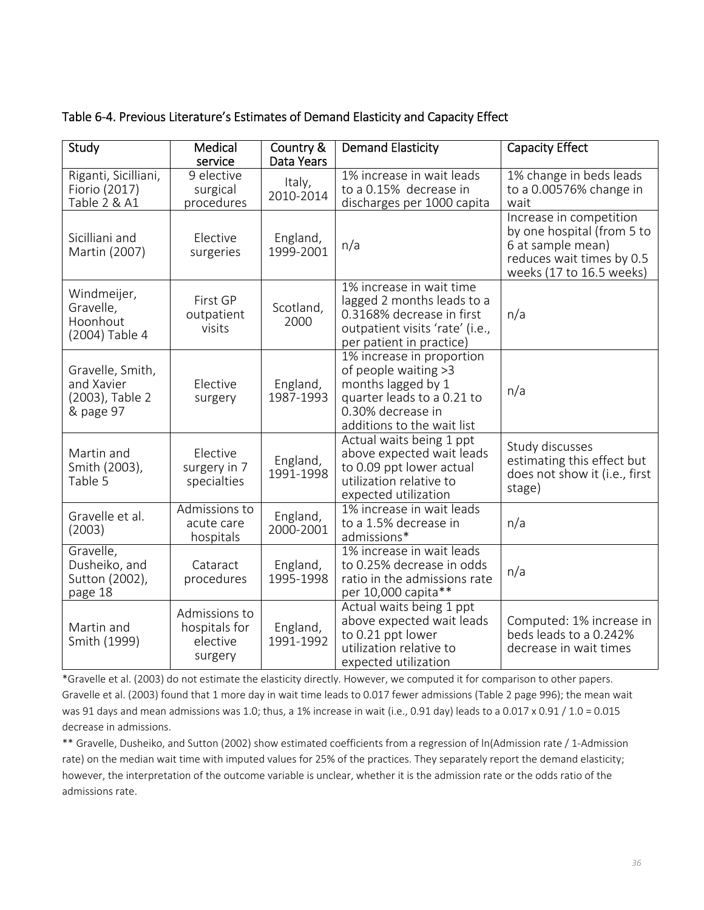Table 6-4. Previous Literature's Estimates of Demand Elasticity and Capacity Effect

| Study | Medical service | Country & Data Years | Demand Elasticity | Capacity Effect |
|---|---|---|---|---|
| Riganti, Sicilliani, Fiorio (2017) Table 2 & A1 | 9 elective surgical procedures | Italy, 2010-2014 | 1% increase in wait leads to a 0.15% decrease in discharges per 1000 capita | 1% change in beds leads to a 0.00576% change in wait |
| Sicilliani and Martin (2007) | Elective surgeries | England, 1999-2001 | n/a | Increase in competition by one hospital (from 5 to 6 at sample mean) reduces wait times by 0.5 weeks (17 to 16.5 weeks) |
| Windmeijer, Gravelle, Hoonhout (2004) Table 4 | First GP outpatient visits | Scotland, 2000 | 1% increase in wait time lagged 2 months leads to a 0.3168% decrease in first outpatient visits 'rate' (i.e., per patient in practice) | n/a |
| Gravelle, Smith, and Xavier (2003), Table 2 & page 97 | Elective surgery | England, 1987-1993 | 1% increase in proportion of people waiting >3 months lagged by 1 quarter leads to a 0.21 to 0.30% decrease in additions to the wait list | n/a |
| Martin and Smith (2003), Table 5 | Elective surgery in 7 specialties | England, 1991-1998 | Actual waits being 1 ppt above expected wait leads to 0.09 ppt lower actual utilization relative to expected utilization | Study discusses estimating this effect but does not show it (i.e., first stage) |
| Gravelle et al. (2003) | Admissions to acute care hospitals | England, 2000-2001 | 1% increase in wait leads to a 1.5% decrease in admissions* | n/a |
| Gravelle, Dusheiko, and Sutton (2002), page 18 | Cataract procedures | England, 1995-1998 | 1% increase in wait leads to 0.25% decrease in odds ratio in the admissions rate per 10,000 capita** | n/a |
| Martin and Smith (1999) | Admissions to hospitals for elective surgery | England, 1991-1992 | Actual waits being 1 ppt above expected wait leads to 0.21 ppt lower utilization relative to expected utilization | Computed: 1% increase in beds leads to a 0.242% decrease in wait times |

*Gravelle et al. (2003) do not estimate the elasticity directly. However, we computed it for comparison to other papers. Gravelle et al. (2003) found that 1 more day in wait time leads to 0.017 fewer admissions (Table 2 page 996); the mean wait was 91 days and mean admissions was 1.0; thus, a 1% increase in wait (i.e., 0.91 day) leads to a 0.017 x 0.91 / 1.0 = 0.015 decrease in admissions.

** Gravelle, Dusheiko, and Sutton (2002) show estimated coefficients from a regression of ln(Admission rate / 1-Admission rate) on the median wait time with imputed values for 25% of the practices. They separately report the demand elasticity; however, the interpretation of the outcome variable is unclear, whether it is the admission rate or the odds ratio of the admissions rate.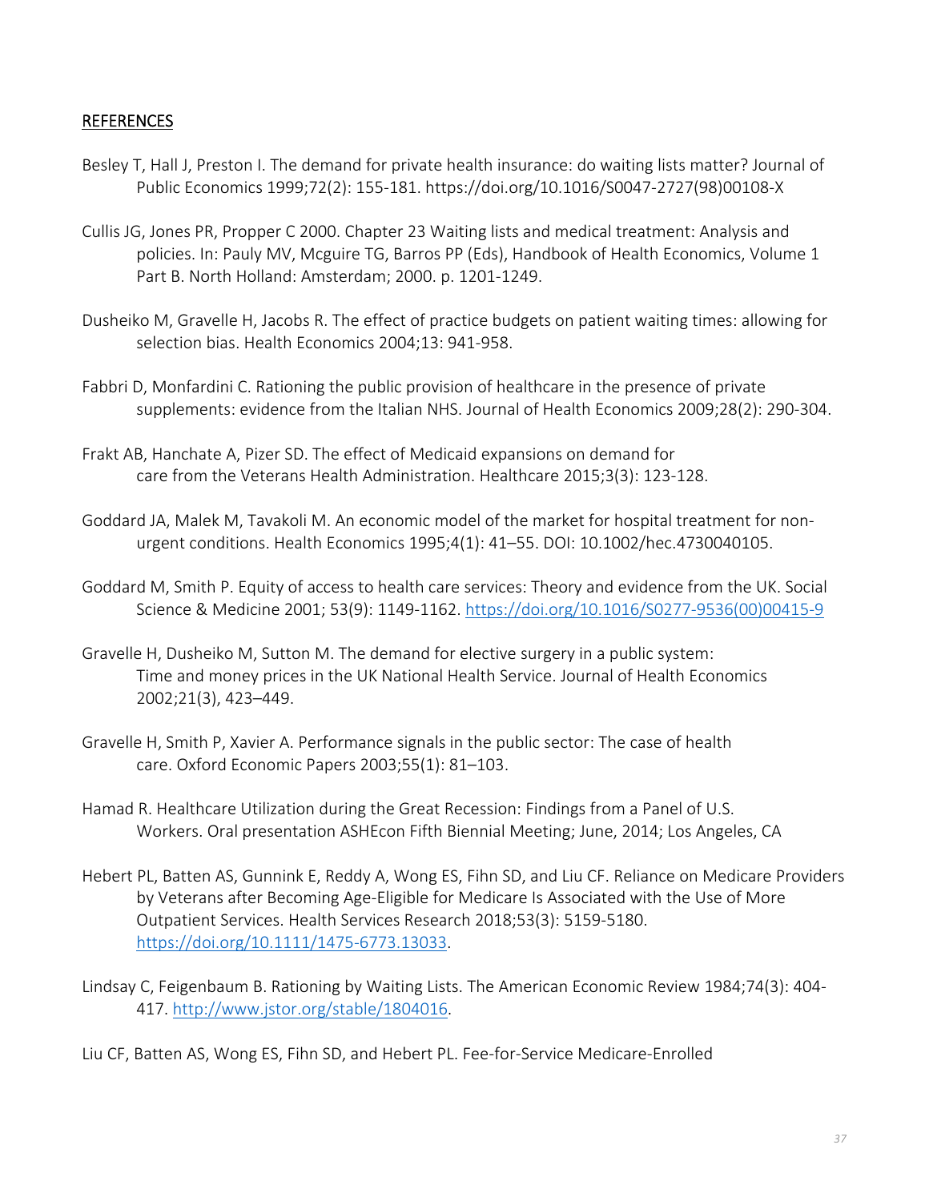## REFERENCES

Besley T, Hall J, Preston I. The demand for private health insurance: do waiting lists matter? Journal of Public Economics 1999;72(2): 155-181. https://doi.org/10.1016/S0047-2727(98)00108-X

Cullis JG, Jones PR, Propper C 2000. Chapter 23 Waiting lists and medical treatment: Analysis and policies. In: Pauly MV, Mcguire TG, Barros PP (Eds), Handbook of Health Economics, Volume 1 Part B. North Holland: Amsterdam; 2000. p. 1201-1249.

Dusheiko M, Gravelle H, Jacobs R. The effect of practice budgets on patient waiting times: allowing for selection bias. Health Economics 2004;13: 941-958.

Fabbri D, Monfardini C. Rationing the public provision of healthcare in the presence of private supplements: evidence from the Italian NHS. Journal of Health Economics 2009;28(2): 290-304.

Frakt AB, Hanchate A, Pizer SD. The effect of Medicaid expansions on demand for care from the Veterans Health Administration. Healthcare 2015;3(3): 123-128.

Goddard JA, Malek M, Tavakoli M. An economic model of the market for hospital treatment for non-urgent conditions. Health Economics 1995;4(1): 41–55. DOI: 10.1002/hec.4730040105.

Goddard M, Smith P. Equity of access to health care services: Theory and evidence from the UK. Social Science & Medicine 2001; 53(9): 1149-1162. https://doi.org/10.1016/S0277-9536(00)00415-9

Gravelle H, Dusheiko M, Sutton M. The demand for elective surgery in a public system: Time and money prices in the UK National Health Service. Journal of Health Economics 2002;21(3), 423–449.

Gravelle H, Smith P, Xavier A. Performance signals in the public sector: The case of health care. Oxford Economic Papers 2003;55(1): 81–103.

Hamad R. Healthcare Utilization during the Great Recession: Findings from a Panel of U.S. Workers. Oral presentation ASHEcon Fifth Biennial Meeting; June, 2014; Los Angeles, CA

Hebert PL, Batten AS, Gunnink E, Reddy A, Wong ES, Fihn SD, and Liu CF. Reliance on Medicare Providers by Veterans after Becoming Age-Eligible for Medicare Is Associated with the Use of More Outpatient Services. Health Services Research 2018;53(3): 5159-5180. https://doi.org/10.1111/1475-6773.13033.

Lindsay C, Feigenbaum B. Rationing by Waiting Lists. The American Economic Review 1984;74(3): 404-417. http://www.jstor.org/stable/1804016.

Liu CF, Batten AS, Wong ES, Fihn SD, and Hebert PL. Fee-for-Service Medicare-Enrolled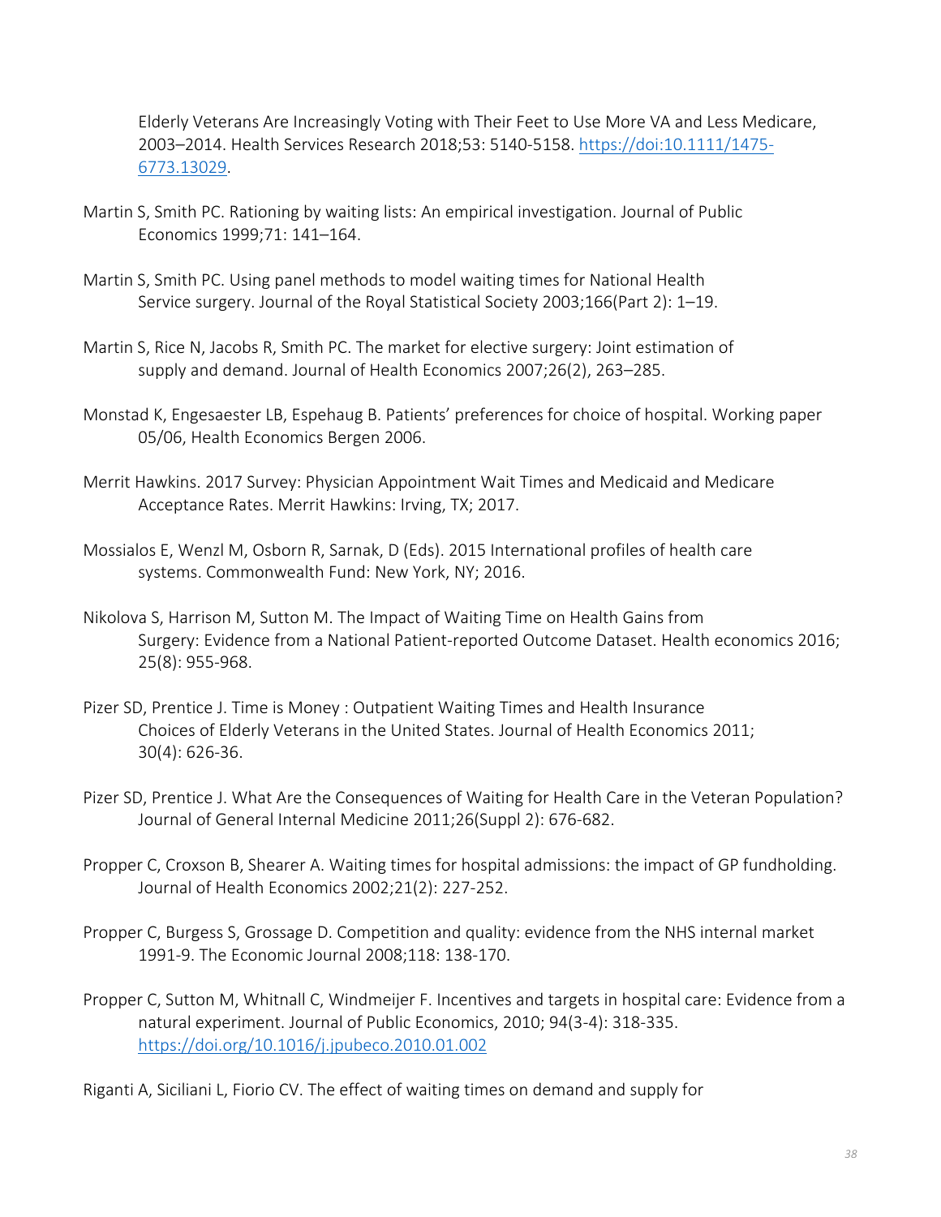Elderly Veterans Are Increasingly Voting with Their Feet to Use More VA and Less Medicare, 2003–2014. Health Services Research 2018;53: 5140-5158. https://doi:10.1111/1475-6773.13029.

Martin S, Smith PC. Rationing by waiting lists: An empirical investigation. Journal of Public Economics 1999;71: 141–164.

Martin S, Smith PC. Using panel methods to model waiting times for National Health Service surgery. Journal of the Royal Statistical Society 2003;166(Part 2): 1–19.

Martin S, Rice N, Jacobs R, Smith PC. The market for elective surgery: Joint estimation of supply and demand. Journal of Health Economics 2007;26(2), 263–285.

Monstad K, Engesaester LB, Espehaug B. Patients' preferences for choice of hospital. Working paper 05/06, Health Economics Bergen 2006.

Merrit Hawkins. 2017 Survey: Physician Appointment Wait Times and Medicaid and Medicare Acceptance Rates. Merrit Hawkins: Irving, TX; 2017.

Mossialos E, Wenzl M, Osborn R, Sarnak, D (Eds). 2015 International profiles of health care systems. Commonwealth Fund: New York, NY; 2016.

Nikolova S, Harrison M, Sutton M. The Impact of Waiting Time on Health Gains from Surgery: Evidence from a National Patient-reported Outcome Dataset. Health economics 2016; 25(8): 955-968.

Pizer SD, Prentice J. Time is Money : Outpatient Waiting Times and Health Insurance Choices of Elderly Veterans in the United States. Journal of Health Economics 2011; 30(4): 626-36.

Pizer SD, Prentice J. What Are the Consequences of Waiting for Health Care in the Veteran Population? Journal of General Internal Medicine 2011;26(Suppl 2): 676-682.

Propper C, Croxson B, Shearer A. Waiting times for hospital admissions: the impact of GP fundholding. Journal of Health Economics 2002;21(2): 227-252.

Propper C, Burgess S, Grossage D. Competition and quality: evidence from the NHS internal market 1991-9. The Economic Journal 2008;118: 138-170.

Propper C, Sutton M, Whitnall C, Windmeijer F. Incentives and targets in hospital care: Evidence from a natural experiment. Journal of Public Economics, 2010; 94(3-4): 318-335. https://doi.org/10.1016/j.jpubeco.2010.01.002

Riganti A, Siciliani L, Fiorio CV. The effect of waiting times on demand and supply for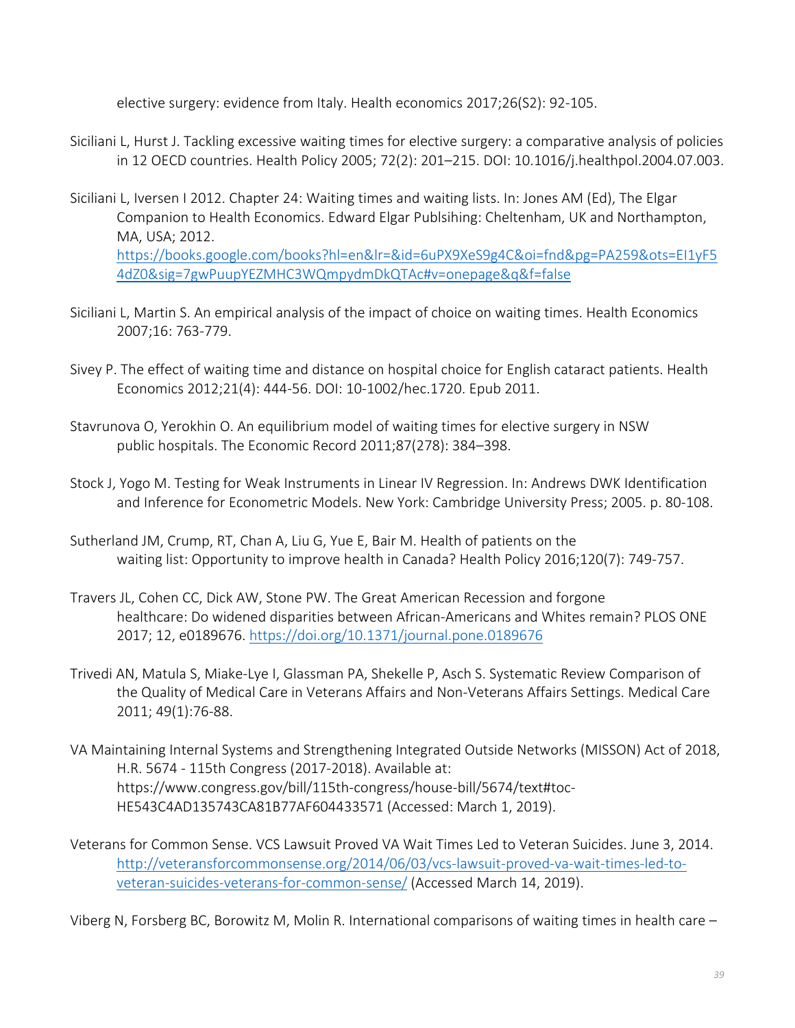elective surgery: evidence from Italy. Health economics 2017;26(S2): 92-105.

Siciliani L, Hurst J. Tackling excessive waiting times for elective surgery: a comparative analysis of policies in 12 OECD countries. Health Policy 2005; 72(2): 201–215. DOI: 10.1016/j.healthpol.2004.07.003.

Siciliani L, Iversen I 2012. Chapter 24: Waiting times and waiting lists. In: Jones AM (Ed), The Elgar Companion to Health Economics. Edward Elgar Publsihing: Cheltenham, UK and Northampton, MA, USA; 2012. [https://books.google.com/books?hl=en&lr=&id=6uPX9XeS9g4C&oi=fnd&pg=PA259&ots=EI1yF54dZ0&sig=7gwPuupYEZMHC3WQmpydmDkQTAc#v=onepage&q&f=false](https://books.google.com/books?hl=en&lr=&id=6uPX9XeS9g4C&oi=fnd&pg=PA259&ots=EI1yF54dZ0&sig=7gwPuupYEZMHC3WQmpydmDkQTAc#v=onepage&q&f=false)

Siciliani L, Martin S. An empirical analysis of the impact of choice on waiting times. Health Economics 2007;16: 763-779.

Sivey P. The effect of waiting time and distance on hospital choice for English cataract patients. Health Economics 2012;21(4): 444-56. DOI: 10-1002/hec.1720. Epub 2011.

Stavrunova O, Yerokhin O. An equilibrium model of waiting times for elective surgery in NSW public hospitals. The Economic Record 2011;87(278): 384–398.

Stock J, Yogo M. Testing for Weak Instruments in Linear IV Regression. In: Andrews DWK Identification and Inference for Econometric Models. New York: Cambridge University Press; 2005. p. 80-108.

Sutherland JM, Crump, RT, Chan A, Liu G, Yue E, Bair M. Health of patients on the waiting list: Opportunity to improve health in Canada? Health Policy 2016;120(7): 749-757.

Travers JL, Cohen CC, Dick AW, Stone PW. The Great American Recession and forgone healthcare: Do widened disparities between African-Americans and Whites remain? PLOS ONE 2017; 12, e0189676. [https://doi.org/10.1371/journal.pone.0189676](https://doi.org/10.1371/journal.pone.0189676)

Trivedi AN, Matula S, Miake-Lye I, Glassman PA, Shekelle P, Asch S. Systematic Review Comparison of the Quality of Medical Care in Veterans Affairs and Non-Veterans Affairs Settings. Medical Care 2011; 49(1):76-88.

VA Maintaining Internal Systems and Strengthening Integrated Outside Networks (MISSON) Act of 2018, H.R. 5674 - 115th Congress (2017-2018). Available at: https://www.congress.gov/bill/115th-congress/house-bill/5674/text#toc-HE543C4AD135743CA81B77AF604433571 (Accessed: March 1, 2019).

Veterans for Common Sense. VCS Lawsuit Proved VA Wait Times Led to Veteran Suicides. June 3, 2014. [http://veteransforcommonsense.org/2014/06/03/vcs-lawsuit-proved-va-wait-times-led-to-veteran-suicides-veterans-for-common-sense/](http://veteransforcommonsense.org/2014/06/03/vcs-lawsuit-proved-va-wait-times-led-to-veteran-suicides-veterans-for-common-sense/) (Accessed March 14, 2019).

Viberg N, Forsberg BC, Borowitz M, Molin R. International comparisons of waiting times in health care –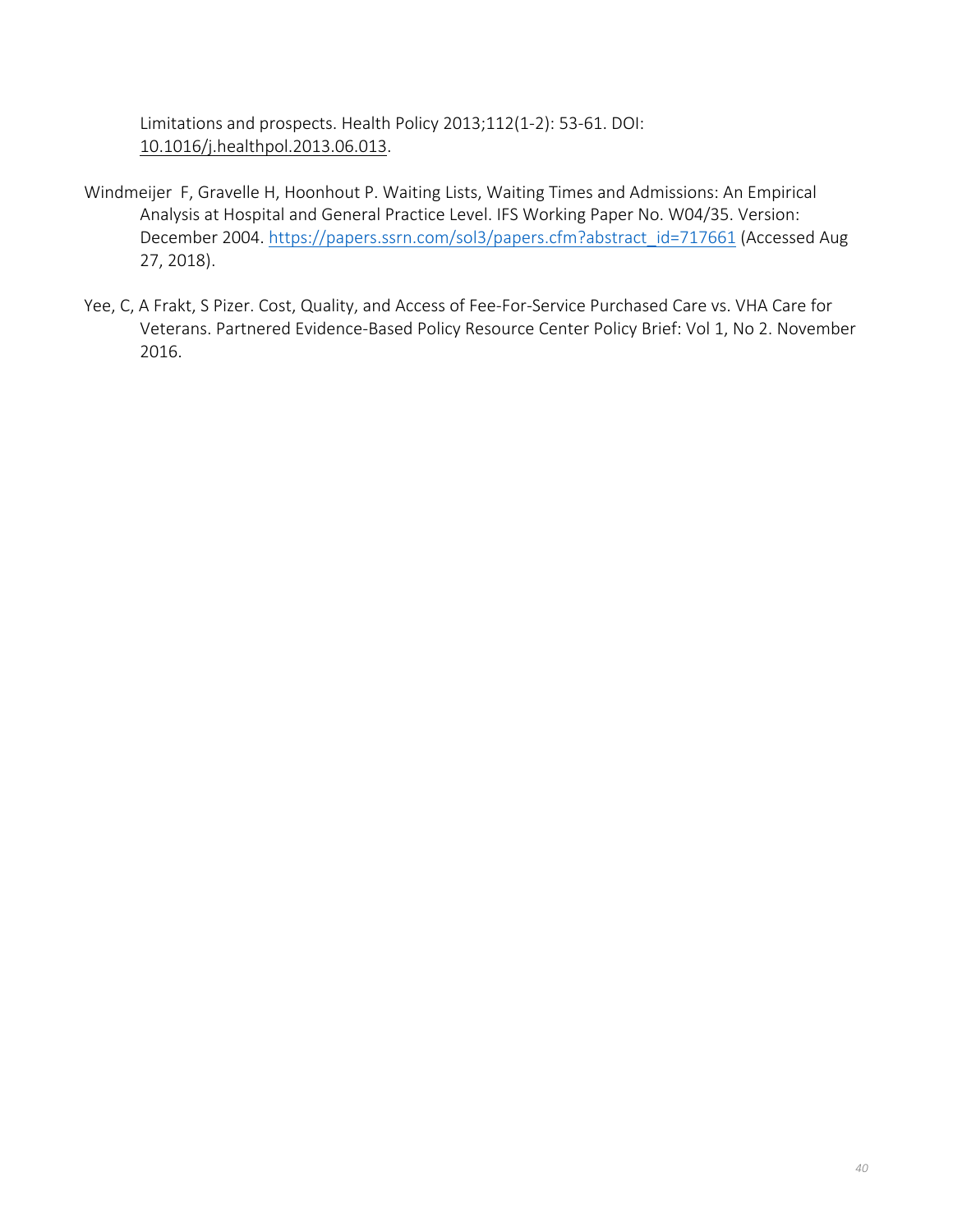Limitations and prospects. Health Policy 2013;112(1-2): 53-61. DOI: 10.1016/j.healthpol.2013.06.013.

Windmeijer F, Gravelle H, Hoonhout P. Waiting Lists, Waiting Times and Admissions: An Empirical Analysis at Hospital and General Practice Level. IFS Working Paper No. W04/35. Version: December 2004. https://papers.ssrn.com/sol3/papers.cfm?abstract_id=717661 (Accessed Aug 27, 2018).

Yee, C, A Frakt, S Pizer. Cost, Quality, and Access of Fee-For-Service Purchased Care vs. VHA Care for Veterans. Partnered Evidence-Based Policy Resource Center Policy Brief: Vol 1, No 2. November 2016.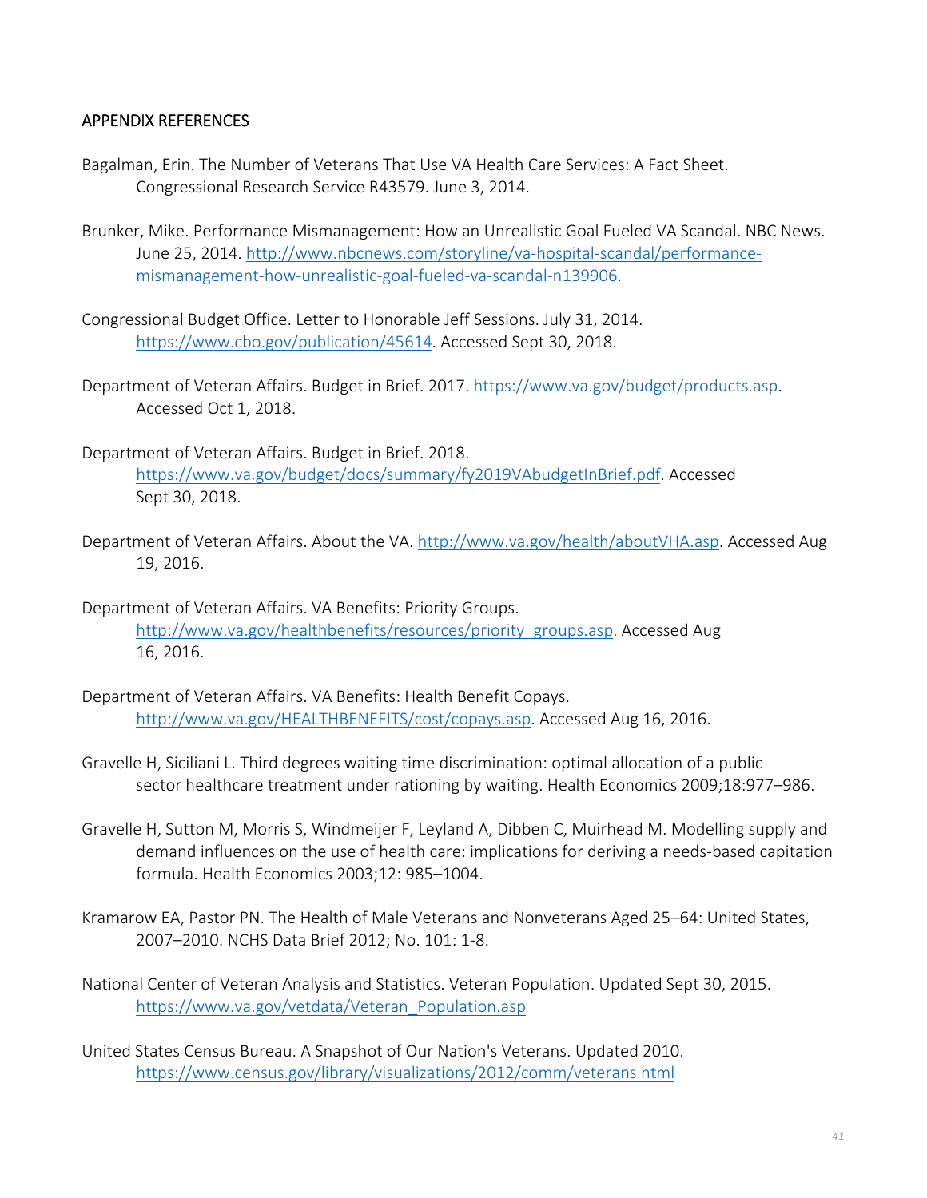## APPENDIX REFERENCES

Bagalman, Erin. The Number of Veterans That Use VA Health Care Services: A Fact Sheet. Congressional Research Service R43579. June 3, 2014.

Brunker, Mike. Performance Mismanagement: How an Unrealistic Goal Fueled VA Scandal. NBC News. June 25, 2014. http://www.nbcnews.com/storyline/va-hospital-scandal/performance-mismanagement-how-unrealistic-goal-fueled-va-scandal-n139906.

Congressional Budget Office. Letter to Honorable Jeff Sessions. July 31, 2014. https://www.cbo.gov/publication/45614. Accessed Sept 30, 2018.

Department of Veteran Affairs. Budget in Brief. 2017. https://www.va.gov/budget/products.asp. Accessed Oct 1, 2018.

Department of Veteran Affairs. Budget in Brief. 2018. https://www.va.gov/budget/docs/summary/fy2019VAbudgetInBrief.pdf. Accessed Sept 30, 2018.

Department of Veteran Affairs. About the VA. http://www.va.gov/health/aboutVHA.asp. Accessed Aug 19, 2016.

Department of Veteran Affairs. VA Benefits: Priority Groups. http://www.va.gov/healthbenefits/resources/priority_groups.asp. Accessed Aug 16, 2016.

Department of Veteran Affairs. VA Benefits: Health Benefit Copays. http://www.va.gov/HEALTHBENEFITS/cost/copays.asp. Accessed Aug 16, 2016.

Gravelle H, Siciliani L. Third degrees waiting time discrimination: optimal allocation of a public sector healthcare treatment under rationing by waiting. Health Economics 2009;18:977–986.

Gravelle H, Sutton M, Morris S, Windmeijer F, Leyland A, Dibben C, Muirhead M. Modelling supply and demand influences on the use of health care: implications for deriving a needs-based capitation formula. Health Economics 2003;12: 985–1004.

Kramarow EA, Pastor PN. The Health of Male Veterans and Nonveterans Aged 25–64: United States, 2007–2010. NCHS Data Brief 2012; No. 101: 1-8.

National Center of Veteran Analysis and Statistics. Veteran Population. Updated Sept 30, 2015. https://www.va.gov/vetdata/Veteran_Population.asp

United States Census Bureau. A Snapshot of Our Nation's Veterans. Updated 2010. https://www.census.gov/library/visualizations/2012/comm/veterans.html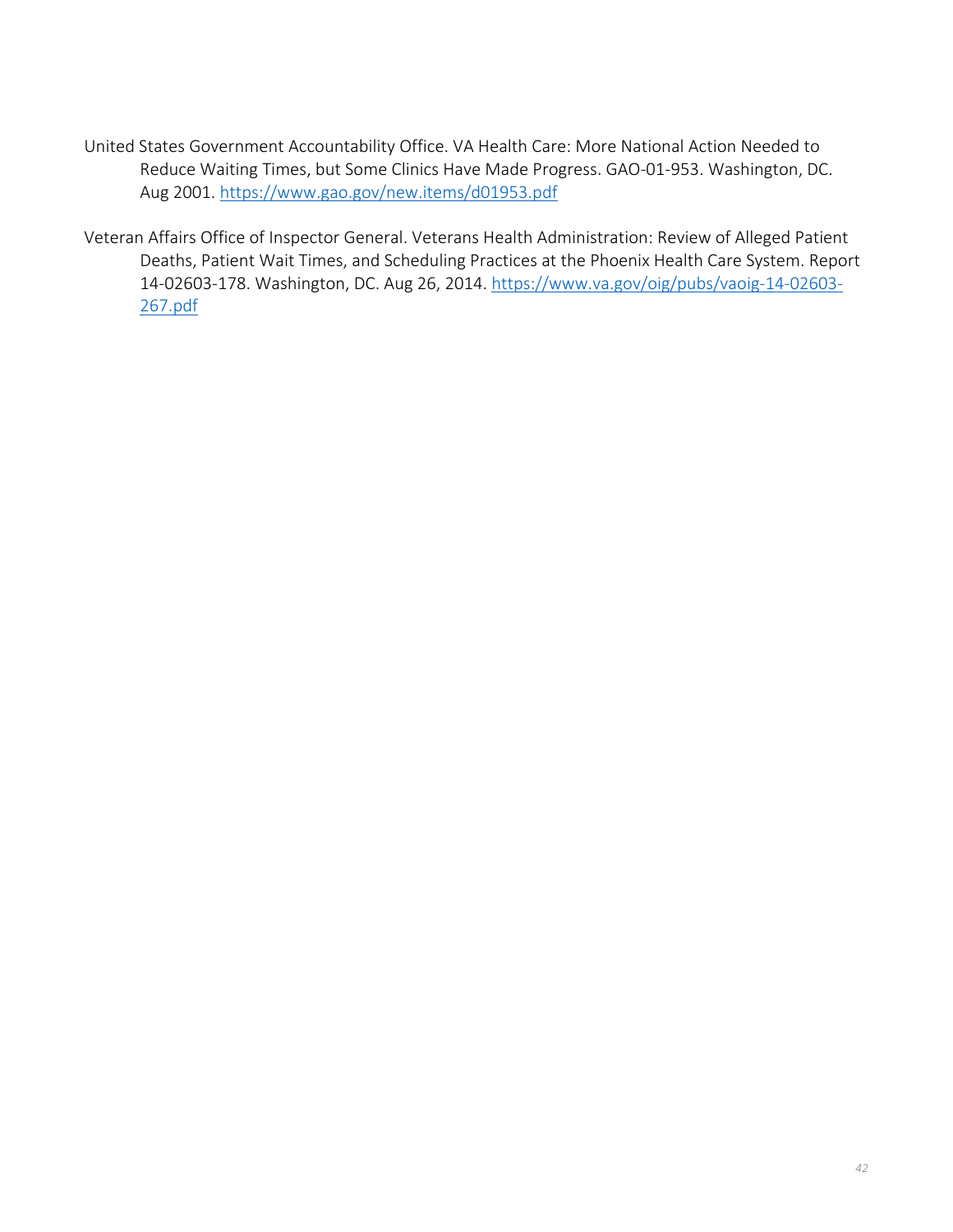United States Government Accountability Office. VA Health Care: More National Action Needed to Reduce Waiting Times, but Some Clinics Have Made Progress. GAO-01-953. Washington, DC. Aug 2001. https://www.gao.gov/new.items/d01953.pdf

Veteran Affairs Office of Inspector General. Veterans Health Administration: Review of Alleged Patient Deaths, Patient Wait Times, and Scheduling Practices at the Phoenix Health Care System. Report 14-02603-178. Washington, DC. Aug 26, 2014. https://www.va.gov/oig/pubs/vaoig-14-02603-267.pdf